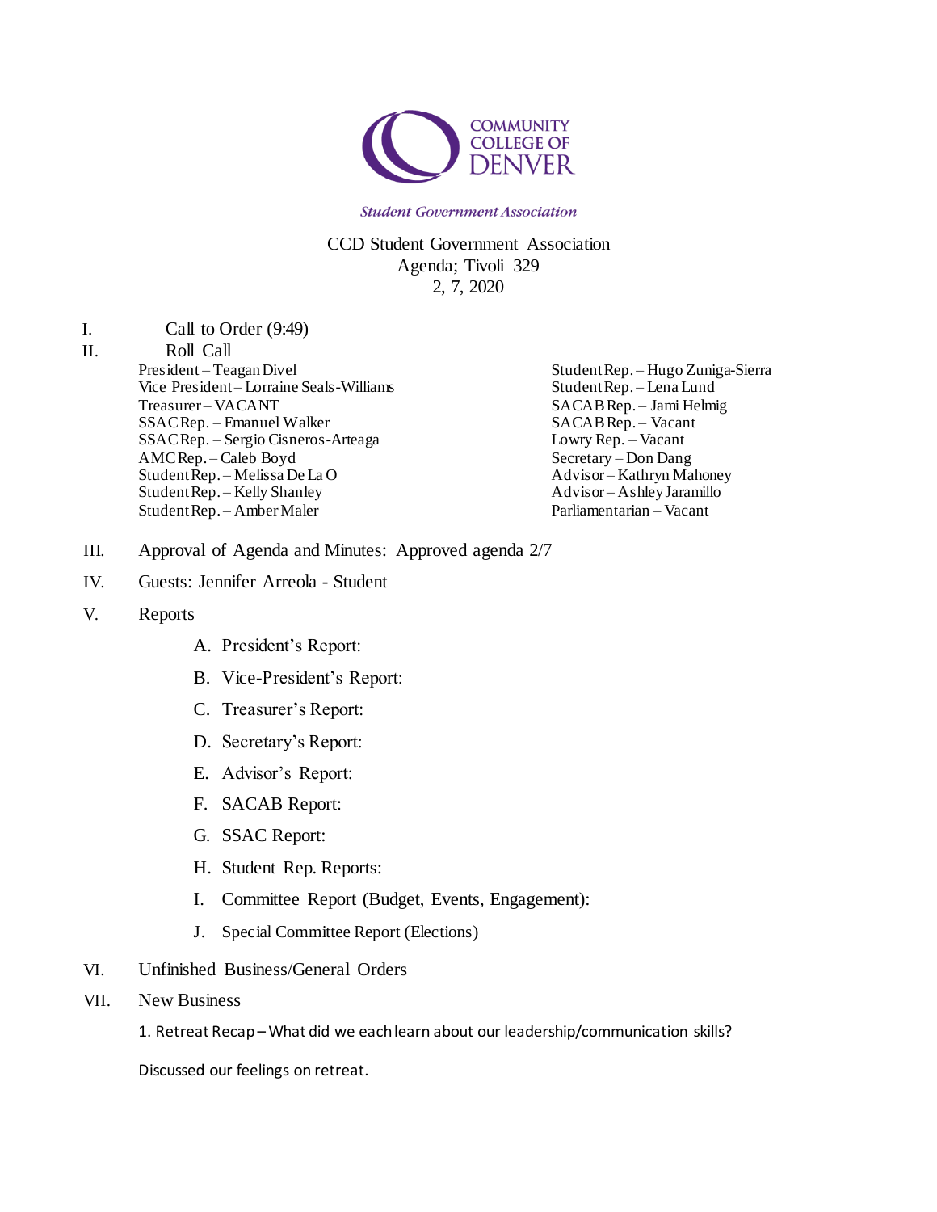COMMUNITY COLLEGE OF DENVER

*Student Government Association*

CCD Student Government Association
Agenda; Tivoli 329
2, 7, 2020

I. Call to Order (9:49)

II. Roll Call

President – Teagan Divel
Vice President – Lorraine Seals-Williams
Treasurer – VACANT
SSAC Rep. – Emanuel Walker
SSAC Rep. – Sergio Cisneros-Arteaga
AMC Rep. – Caleb Boyd
Student Rep. – Melissa De La O
Student Rep. – Kelly Shanley
Student Rep. – Amber Maler
Student Rep. – Hugo Zuniga-Sierra
Student Rep. – Lena Lund
SACAB Rep. – Jami Helmig
SACAB Rep. – Vacant
Lowry Rep. – Vacant
Secretary – Don Dang
Advisor – Kathryn Mahoney
Advisor – Ashley Jaramillo
Parliamentarian – Vacant

III. Approval of Agenda and Minutes: Approved agenda 2/7

IV. Guests: Jennifer Arreola - Student

V. Reports

A. President's Report:

B. Vice-President's Report:

C. Treasurer's Report:

D. Secretary's Report:

E. Advisor's Report:

F. SACAB Report:

G. SSAC Report:

H. Student Rep. Reports:

I. Committee Report (Budget, Events, Engagement):

J. Special Committee Report (Elections)

VI. Unfinished Business/General Orders

VII. New Business

1. Retreat Recap – What did we each learn about our leadership/communication skills?

Discussed our feelings on retreat.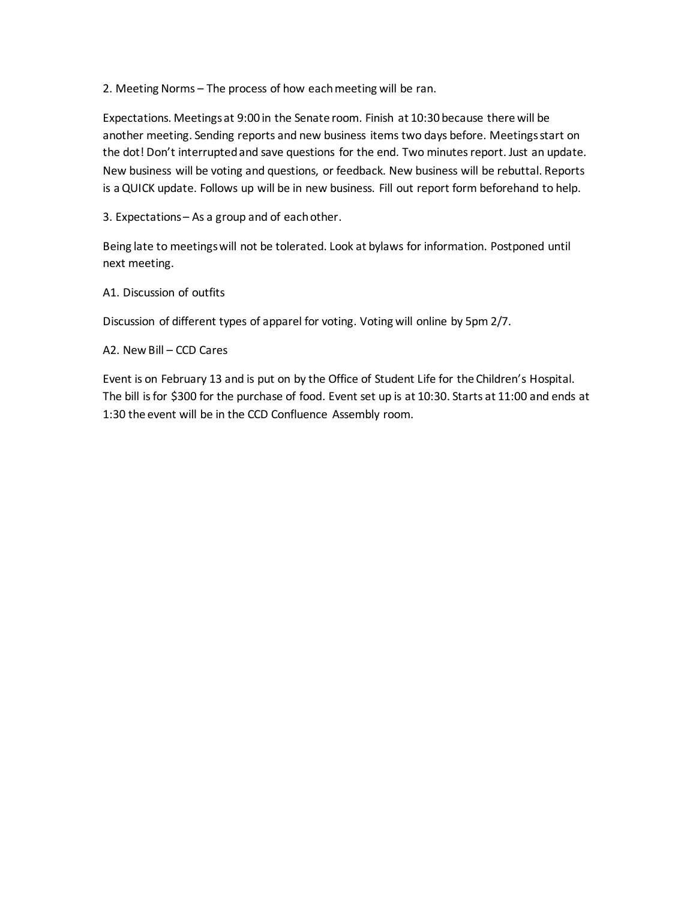2. Meeting Norms – The process of how each meeting will be ran.

Expectations. Meetings at 9:00 in the Senate room. Finish at 10:30 because there will be another meeting. Sending reports and new business items two days before. Meetings start on the dot! Don't interrupted and save questions for the end. Two minutes report. Just an update. New business will be voting and questions, or feedback. New business will be rebuttal. Reports is a QUICK update. Follows up will be in new business. Fill out report form beforehand to help.

3. Expectations – As a group and of each other.

Being late to meetings will not be tolerated. Look at bylaws for information. Postponed until next meeting.

A1. Discussion of outfits

Discussion of different types of apparel for voting. Voting will online by 5pm 2/7.

A2. New Bill – CCD Cares

Event is on February 13 and is put on by the Office of Student Life for the Children's Hospital. The bill is for $300 for the purchase of food. Event set up is at 10:30. Starts at 11:00 and ends at 1:30 the event will be in the CCD Confluence Assembly room.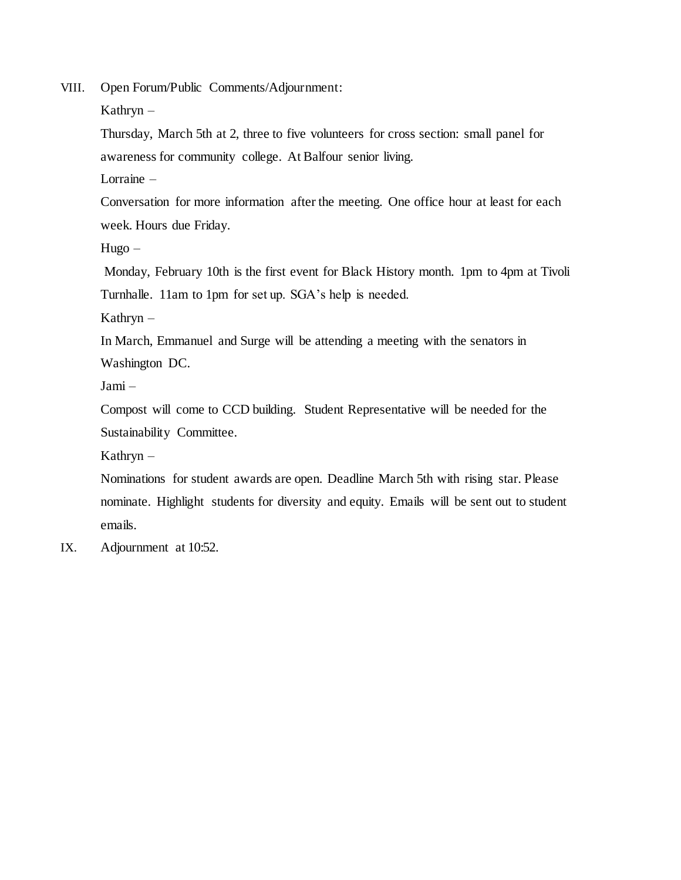VIII. Open Forum/Public Comments/Adjournment:

Kathryn –

Thursday, March 5th at 2, three to five volunteers for cross section: small panel for awareness for community college. At Balfour senior living.

Lorraine –

Conversation for more information after the meeting. One office hour at least for each week. Hours due Friday.

Hugo –

Monday, February 10th is the first event for Black History month. 1pm to 4pm at Tivoli Turnhalle. 11am to 1pm for set up. SGA's help is needed.

Kathryn –

In March, Emmanuel and Surge will be attending a meeting with the senators in Washington DC.

Jami –

Compost will come to CCD building. Student Representative will be needed for the Sustainability Committee.

Kathryn –

Nominations for student awards are open. Deadline March 5th with rising star. Please nominate. Highlight students for diversity and equity. Emails will be sent out to student emails.

IX. Adjournment at 10:52.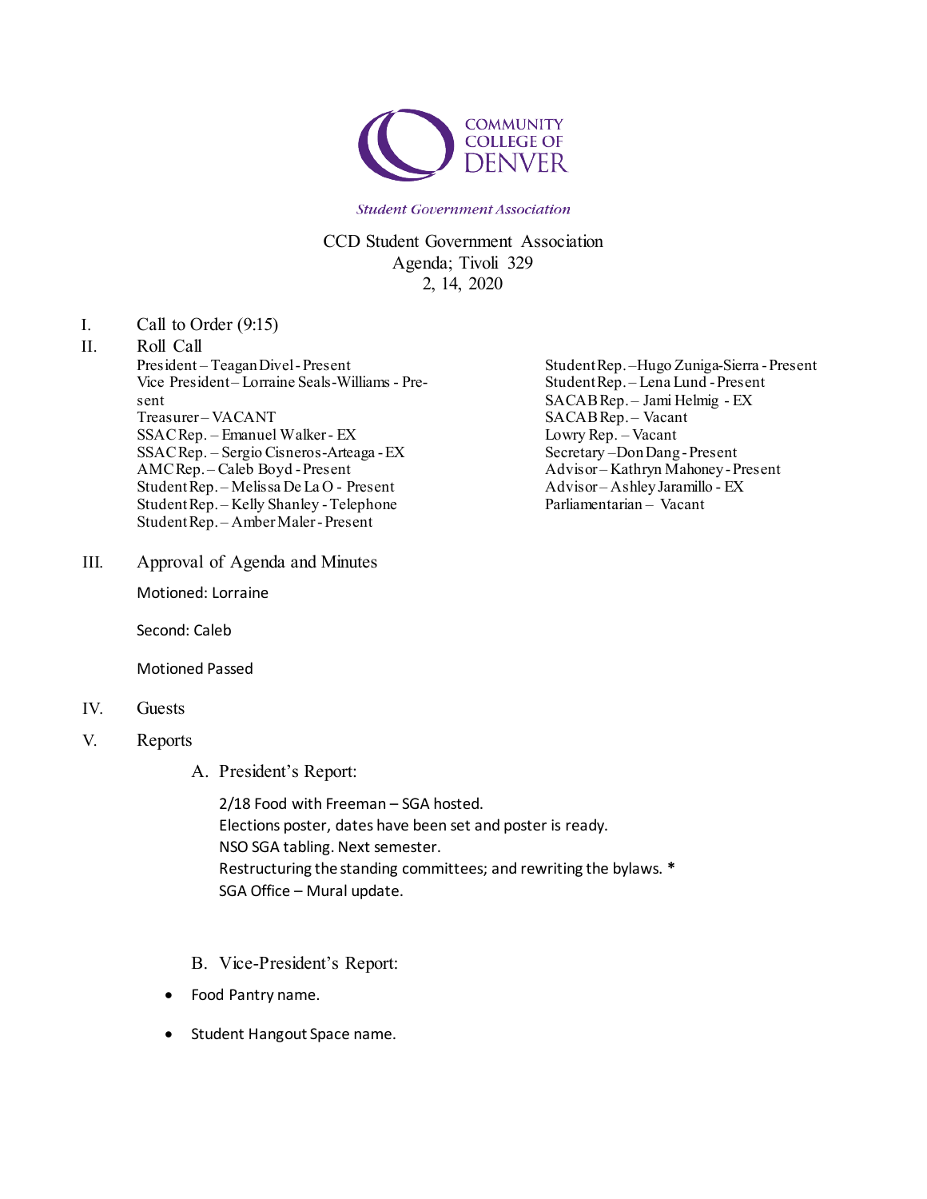COMMUNITY COLLEGE OF DENVER

*Student Government Association*

CCD Student Government Association
Agenda; Tivoli 329
2, 14, 2020

I. Call to Order (9:15)

II. Roll Call

President – Teagan Divel - Present
Vice President – Lorraine Seals-Williams - Present
Treasurer – VACANT
SSAC Rep. – Emanuel Walker - EX
SSAC Rep. – Sergio Cisneros-Arteaga - EX
AMC Rep. – Caleb Boyd - Present
Student Rep. – Melissa De La O - Present
Student Rep. – Kelly Shanley - Telephone
Student Rep. – Amber Maler - Present
Student Rep. –Hugo Zuniga-Sierra - Present
Student Rep. – Lena Lund - Present
SACAB Rep. – Jami Helmig - EX
SACAB Rep. – Vacant
Lowry Rep. – Vacant
Secretary –Don Dang - Present
Advisor – Kathryn Mahoney - Present
Advisor – Ashley Jaramillo - EX
Parliamentarian – Vacant

III. Approval of Agenda and Minutes

Motioned: Lorraine

Second: Caleb

Motioned Passed

IV. Guests

V. Reports

A. President's Report:

2/18 Food with Freeman – SGA hosted.
Elections poster, dates have been set and poster is ready.
NSO SGA tabling. Next semester.
Restructuring the standing committees; and rewriting the bylaws. *
SGA Office – Mural update.

B. Vice-President's Report:

- Food Pantry name.
- Student Hangout Space name.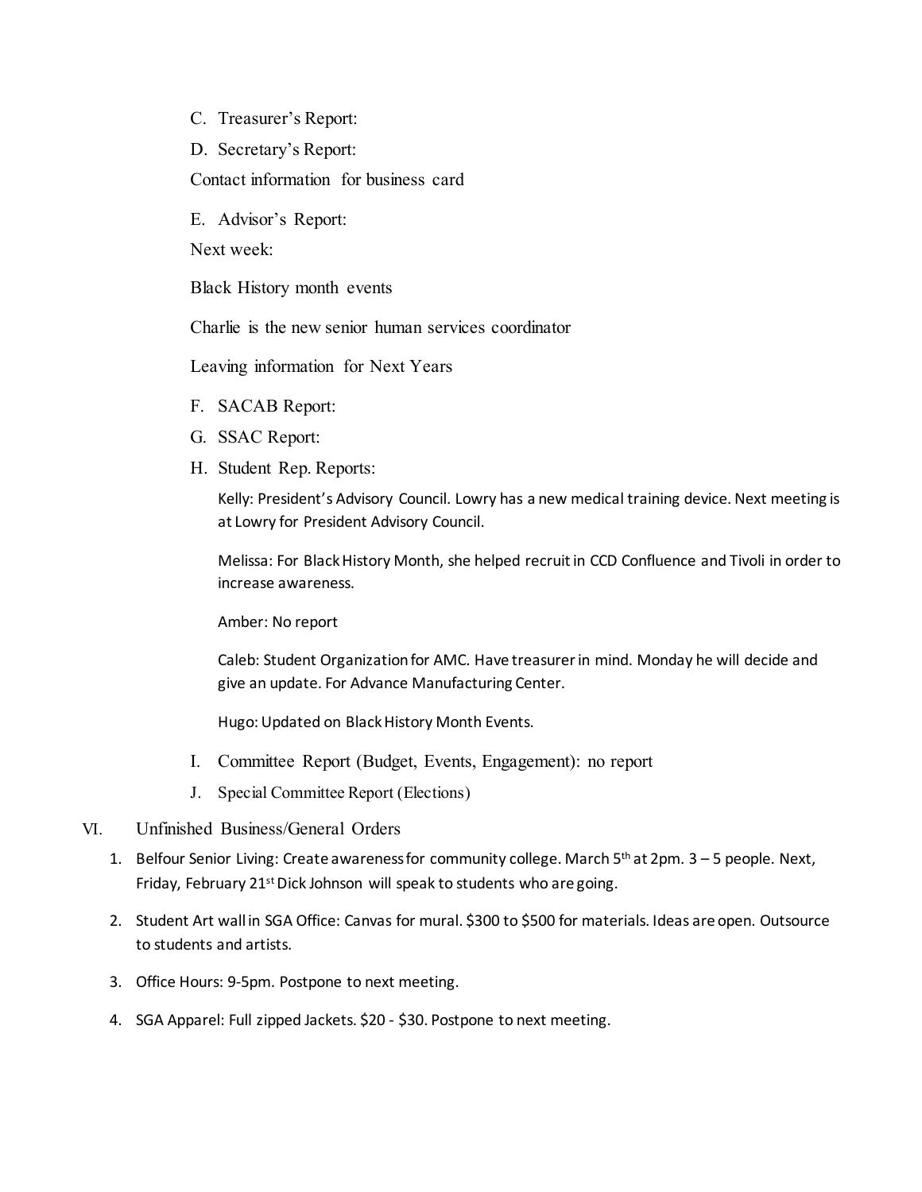C. Treasurer's Report:

D. Secretary's Report:

Contact information for business card

E. Advisor's Report:

Next week:

Black History month events

Charlie is the new senior human services coordinator

Leaving information for Next Years

F. SACAB Report:

G. SSAC Report:

H. Student Rep. Reports:

Kelly: President's Advisory Council. Lowry has a new medical training device. Next meeting is at Lowry for President Advisory Council.

Melissa: For Black History Month, she helped recruit in CCD Confluence and Tivoli in order to increase awareness.

Amber: No report

Caleb: Student Organization for AMC. Have treasurer in mind. Monday he will decide and give an update. For Advance Manufacturing Center.

Hugo: Updated on Black History Month Events.

I. Committee Report (Budget, Events, Engagement): no report

J. Special Committee Report (Elections)

VI. Unfinished Business/General Orders

1. Belfour Senior Living: Create awareness for community college. March 5th at 2pm. 3 – 5 people. Next, Friday, February 21st Dick Johnson will speak to students who are going.
2. Student Art wall in SGA Office: Canvas for mural. $300 to $500 for materials. Ideas are open. Outsource to students and artists.
3. Office Hours: 9-5pm. Postpone to next meeting.
4. SGA Apparel: Full zipped Jackets. $20 - $30. Postpone to next meeting.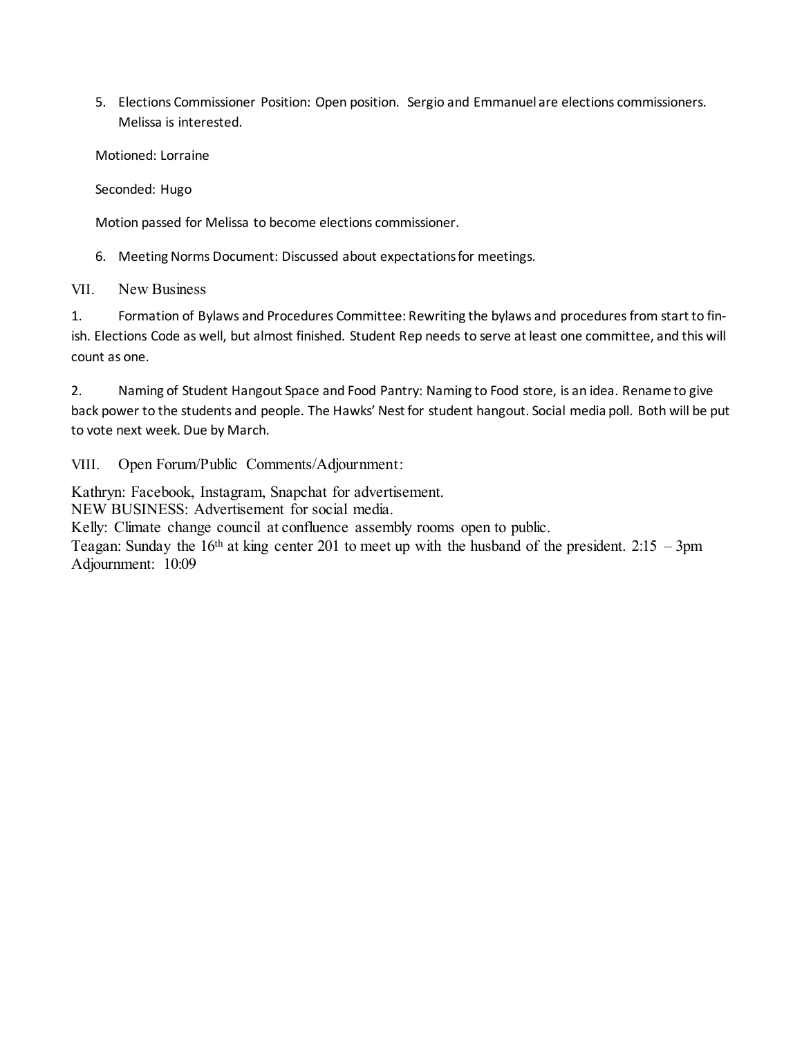5. Elections Commissioner Position: Open position. Sergio and Emmanuel are elections commissioners. Melissa is interested.

   Motioned: Lorraine

   Seconded: Hugo

   Motion passed for Melissa to become elections commissioner.

6. Meeting Norms Document: Discussed about expectations for meetings.

## VII. New Business

1. Formation of Bylaws and Procedures Committee: Rewriting the bylaws and procedures from start to finish. Elections Code as well, but almost finished. Student Rep needs to serve at least one committee, and this will count as one.

2. Naming of Student Hangout Space and Food Pantry: Naming to Food store, is an idea. Rename to give back power to the students and people. The Hawks' Nest for student hangout. Social media poll. Both will be put to vote next week. Due by March.

## VIII. Open Forum/Public Comments/Adjournment:

Kathryn: Facebook, Instagram, Snapchat for advertisement.
NEW BUSINESS: Advertisement for social media.
Kelly: Climate change council at confluence assembly rooms open to public.
Teagan: Sunday the 16th at king center 201 to meet up with the husband of the president. 2:15 – 3pm
Adjournment: 10:09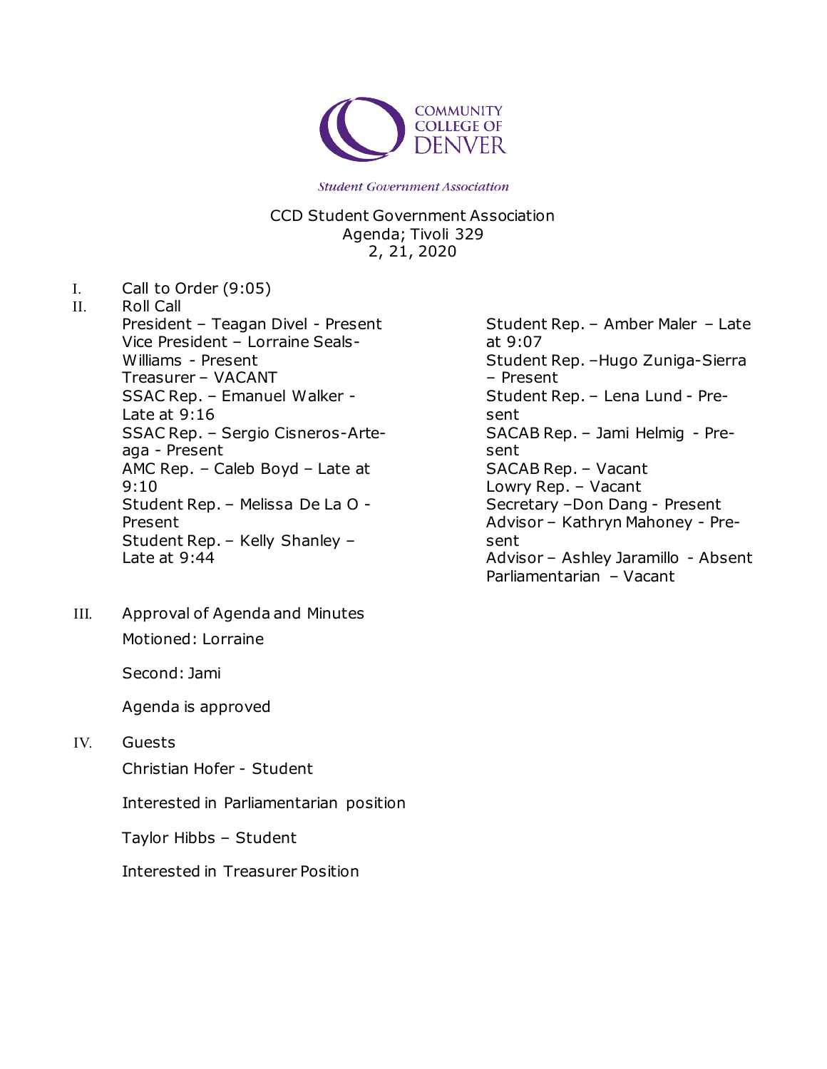COMMUNITY COLLEGE OF DENVER

*Student Government Association*

CCD Student Government Association
Agenda; Tivoli 329
2, 21, 2020

I. Call to Order (9:05)

II. Roll Call

President – Teagan Divel - Present
Vice President – Lorraine Seals-Williams - Present
Treasurer – VACANT
SSAC Rep. – Emanuel Walker - Late at 9:16
SSAC Rep. – Sergio Cisneros-Arteaga - Present
AMC Rep. – Caleb Boyd – Late at 9:10
Student Rep. – Melissa De La O - Present
Student Rep. – Kelly Shanley – Late at 9:44
Student Rep. – Amber Maler – Late at 9:07
Student Rep. –Hugo Zuniga-Sierra – Present
Student Rep. – Lena Lund - Present
SACAB Rep. – Jami Helmig - Present
SACAB Rep. – Vacant
Lowry Rep. – Vacant
Secretary –Don Dang - Present
Advisor – Kathryn Mahoney - Present
Advisor – Ashley Jaramillo - Absent
Parliamentarian – Vacant

III. Approval of Agenda and Minutes

Motioned: Lorraine

Second: Jami

Agenda is approved

IV. Guests

Christian Hofer - Student

Interested in Parliamentarian position

Taylor Hibbs – Student

Interested in Treasurer Position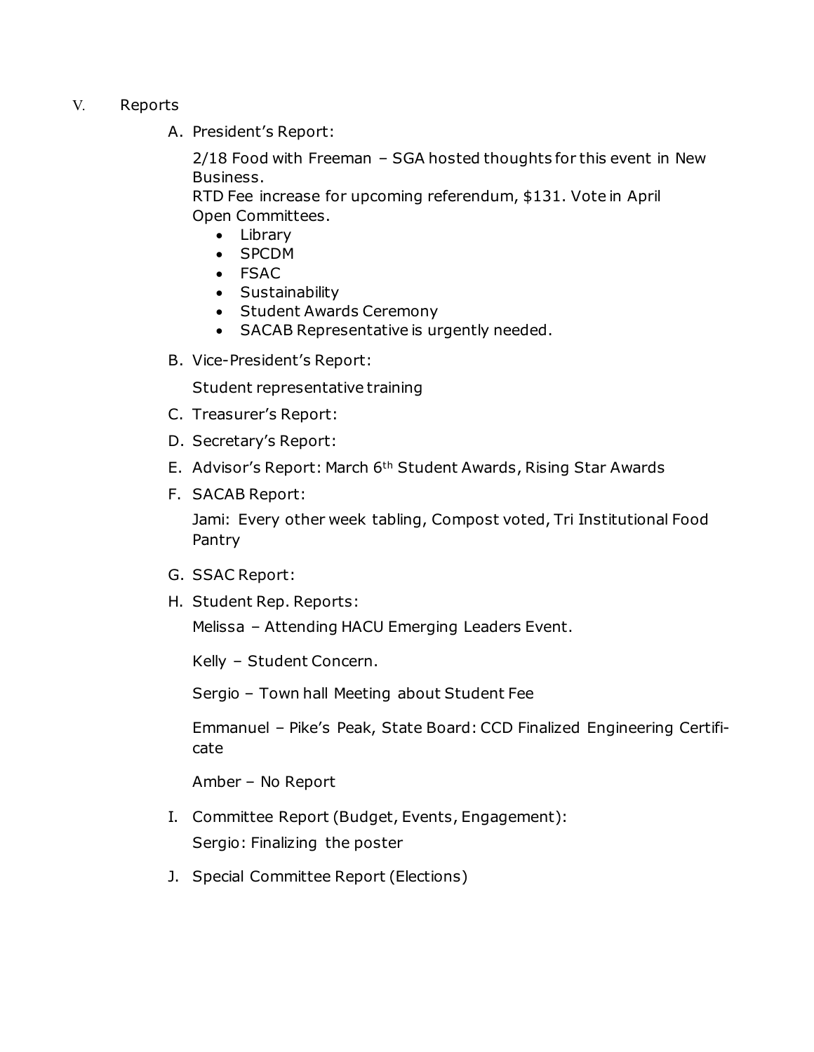V. Reports

A. President's Report:

2/18 Food with Freeman – SGA hosted thoughts for this event in New Business.
RTD Fee increase for upcoming referendum, $131. Vote in April
Open Committees.

- Library
- SPCDM
- FSAC
- Sustainability
- Student Awards Ceremony
- SACAB Representative is urgently needed.

B. Vice-President's Report:

Student representative training

C. Treasurer's Report:

D. Secretary's Report:

E. Advisor's Report: March 6th Student Awards, Rising Star Awards

F. SACAB Report:

Jami: Every other week tabling, Compost voted, Tri Institutional Food Pantry

G. SSAC Report:

H. Student Rep. Reports:

Melissa – Attending HACU Emerging Leaders Event.

Kelly – Student Concern.

Sergio – Town hall Meeting about Student Fee

Emmanuel – Pike's Peak, State Board: CCD Finalized Engineering Certificate

Amber – No Report

I. Committee Report (Budget, Events, Engagement):

Sergio: Finalizing the poster

J. Special Committee Report (Elections)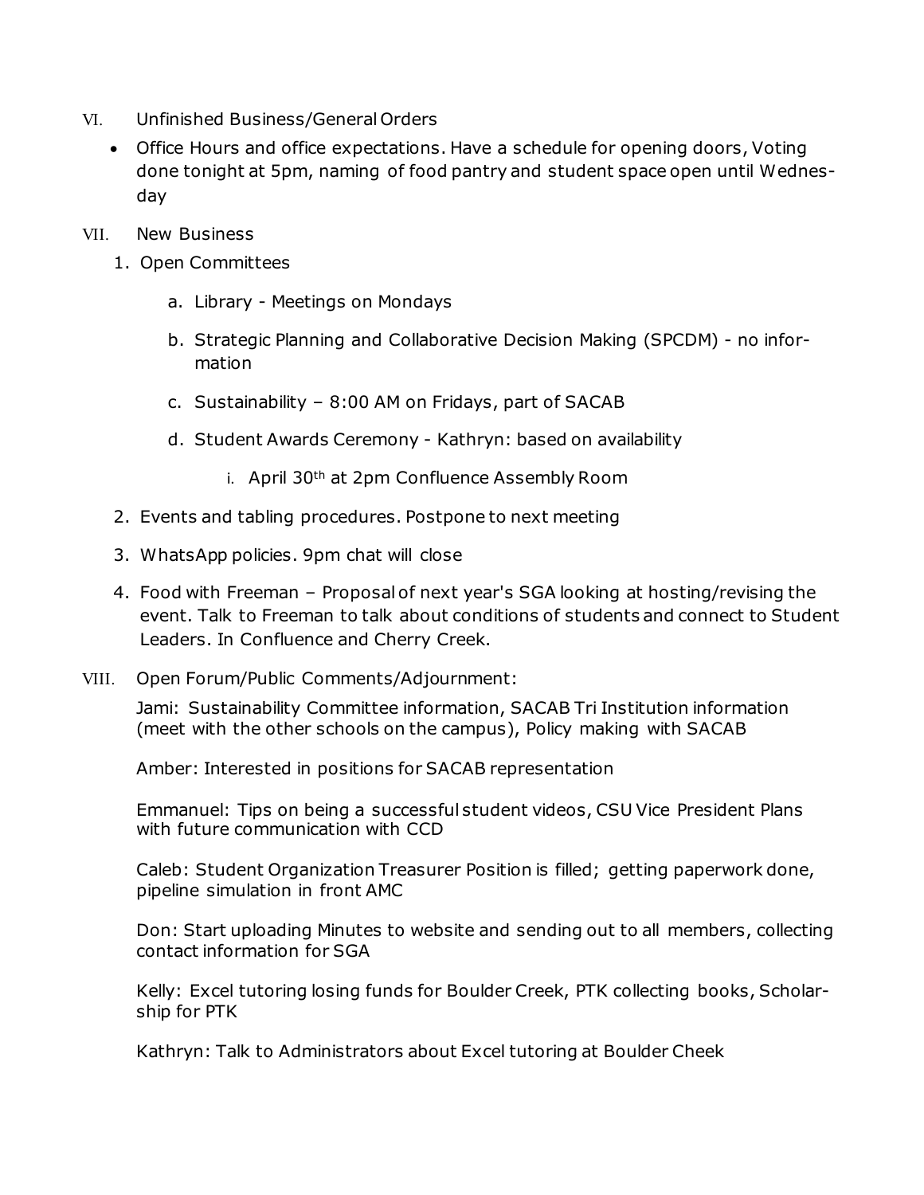VI. Unfinished Business/General Orders

- Office Hours and office expectations. Have a schedule for opening doors, Voting done tonight at 5pm, naming of food pantry and student space open until Wednesday

VII. New Business

1. Open Committees
    a. Library - Meetings on Mondays
    b. Strategic Planning and Collaborative Decision Making (SPCDM) - no information
    c. Sustainability – 8:00 AM on Fridays, part of SACAB
    d. Student Awards Ceremony - Kathryn: based on availability
        i. April 30th at 2pm Confluence Assembly Room
2. Events and tabling procedures. Postpone to next meeting
3. WhatsApp policies. 9pm chat will close
4. Food with Freeman – Proposal of next year's SGA looking at hosting/revising the event. Talk to Freeman to talk about conditions of students and connect to Student Leaders. In Confluence and Cherry Creek.

VIII. Open Forum/Public Comments/Adjournment:

Jami: Sustainability Committee information, SACAB Tri Institution information (meet with the other schools on the campus), Policy making with SACAB

Amber: Interested in positions for SACAB representation

Emmanuel: Tips on being a successful student videos, CSU Vice President Plans with future communication with CCD

Caleb: Student Organization Treasurer Position is filled; getting paperwork done, pipeline simulation in front AMC

Don: Start uploading Minutes to website and sending out to all members, collecting contact information for SGA

Kelly: Excel tutoring losing funds for Boulder Creek, PTK collecting books, Scholarship for PTK

Kathryn: Talk to Administrators about Excel tutoring at Boulder Cheek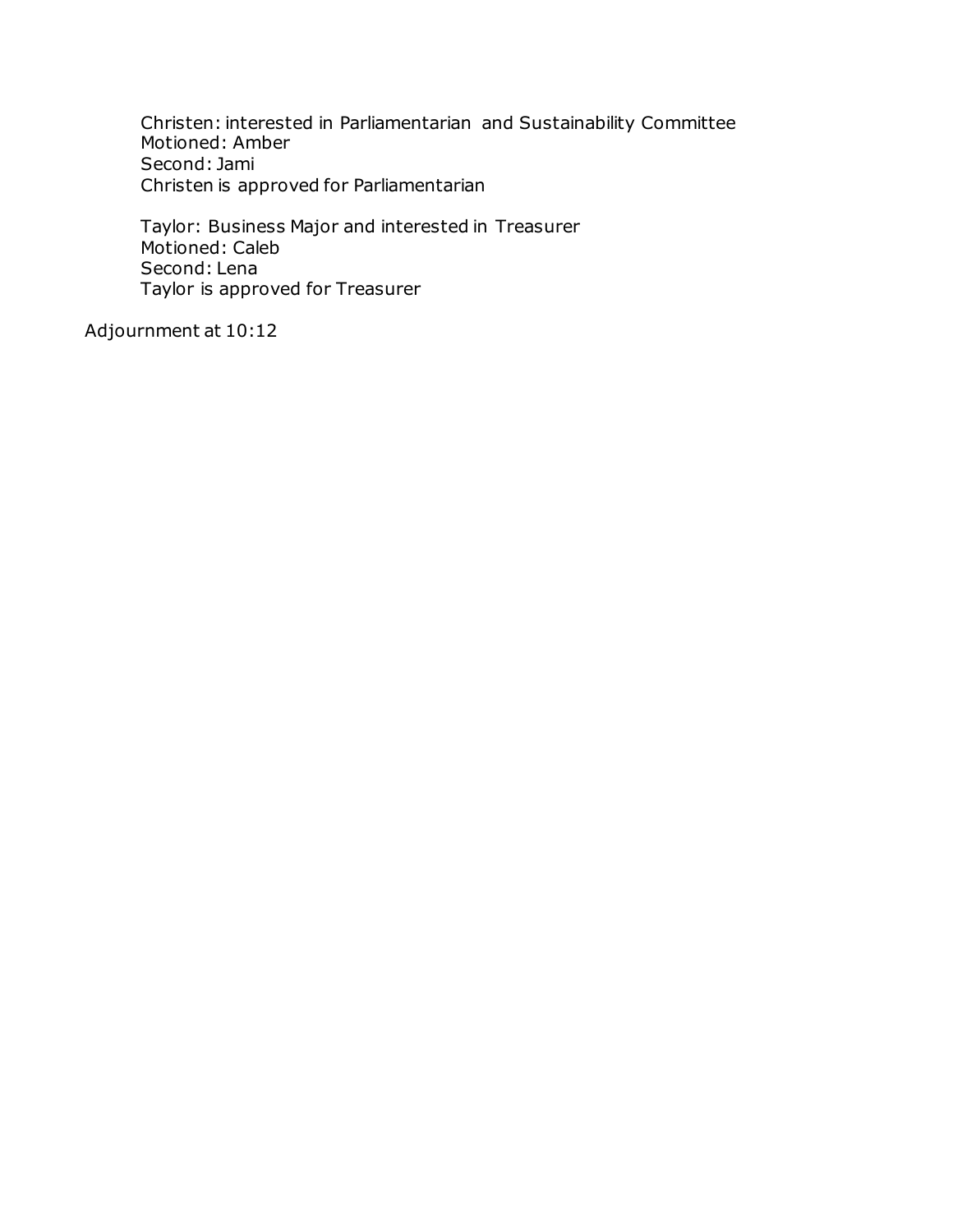Christen: interested in Parliamentarian and Sustainability Committee
Motioned: Amber
Second: Jami
Christen is approved for Parliamentarian

Taylor: Business Major and interested in Treasurer
Motioned: Caleb
Second: Lena
Taylor is approved for Treasurer

Adjournment at 10:12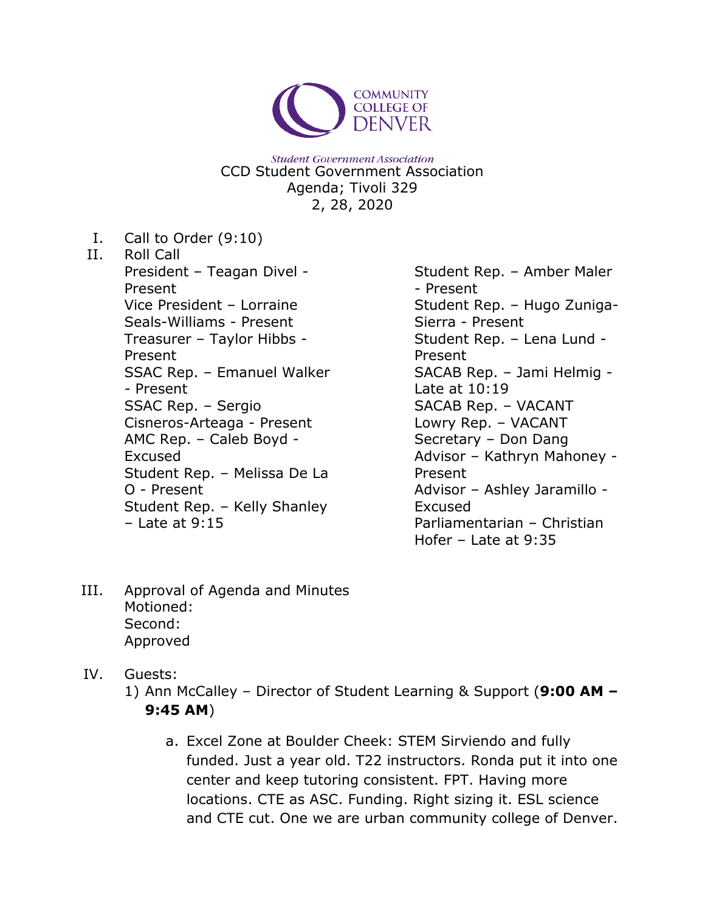COMMUNITY COLLEGE OF DENVER

*Student Government Association*

CCD Student Government Association
Agenda; Tivoli 329
2, 28, 2020

I. Call to Order (9:10)

II. Roll Call

President – Teagan Divel - Present
Vice President – Lorraine Seals-Williams - Present
Treasurer – Taylor Hibbs - Present
SSAC Rep. – Emanuel Walker - Present
SSAC Rep. – Sergio Cisneros-Arteaga - Present
AMC Rep. – Caleb Boyd - Excused
Student Rep. – Melissa De La O - Present
Student Rep. – Kelly Shanley – Late at 9:15
Student Rep. – Amber Maler - Present
Student Rep. – Hugo Zuniga-Sierra - Present
Student Rep. – Lena Lund - Present
SACAB Rep. – Jami Helmig - Late at 10:19
SACAB Rep. – VACANT
Lowry Rep. – VACANT
Secretary – Don Dang
Advisor – Kathryn Mahoney - Present
Advisor – Ashley Jaramillo - Excused
Parliamentarian – Christian Hofer – Late at 9:35

III. Approval of Agenda and Minutes
Motioned:
Second:
Approved

IV. Guests:

1) Ann McCalley – Director of Student Learning & Support (**9:00 AM – 9:45 AM**)

   a. Excel Zone at Boulder Cheek: STEM Sirviendo and fully funded. Just a year old. T22 instructors. Ronda put it into one center and keep tutoring consistent. FPT. Having more locations. CTE as ASC. Funding. Right sizing it. ESL science and CTE cut. One we are urban community college of Denver.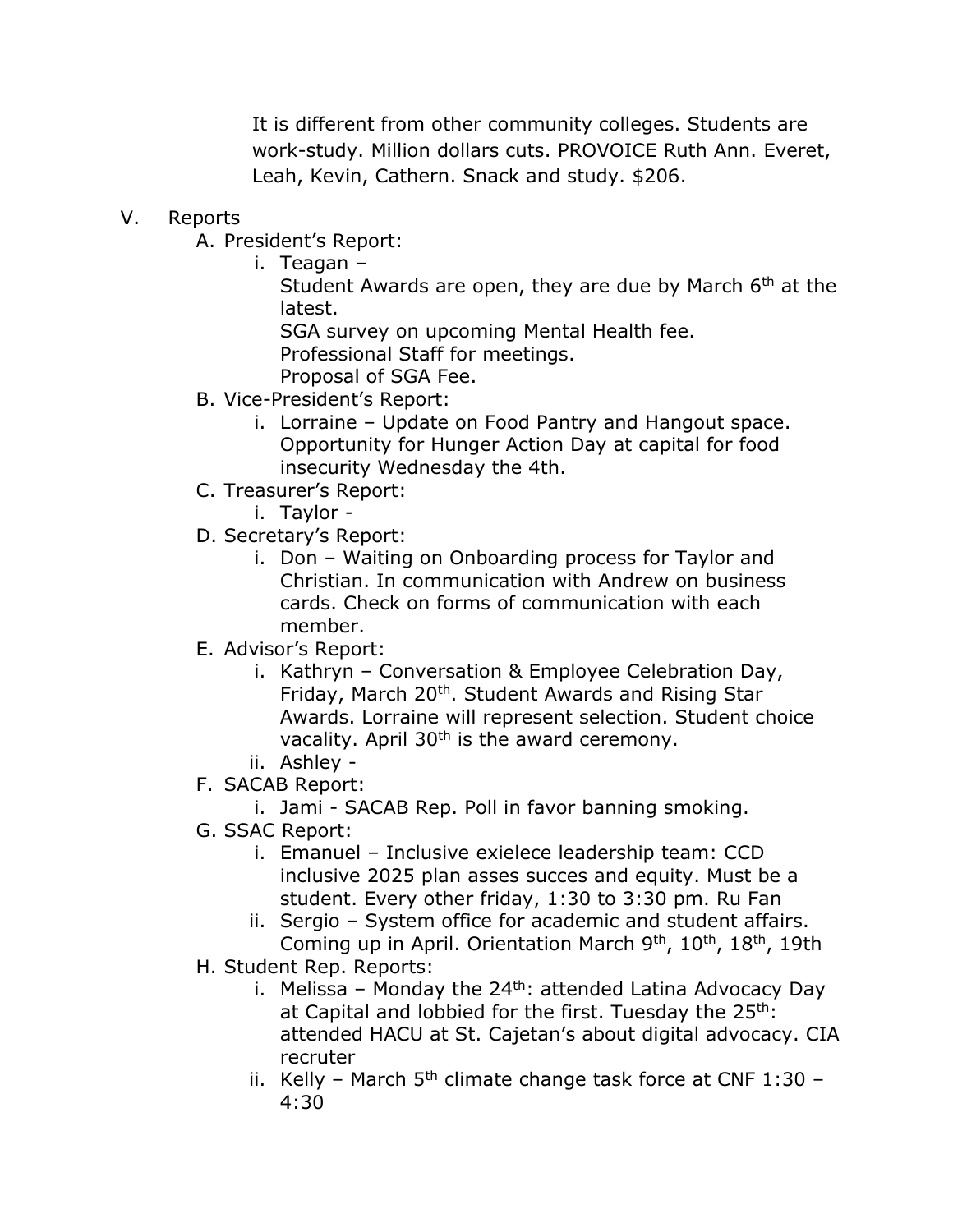It is different from other community colleges. Students are work-study. Million dollars cuts. PROVOICE Ruth Ann. Everet, Leah, Kevin, Cathern. Snack and study. $206.

V. Reports

A. President's Report:

i. Teagan –
Student Awards are open, they are due by March 6th at the latest.
SGA survey on upcoming Mental Health fee.
Professional Staff for meetings.
Proposal of SGA Fee.

B. Vice-President's Report:

i. Lorraine – Update on Food Pantry and Hangout space. Opportunity for Hunger Action Day at capital for food insecurity Wednesday the 4th.

C. Treasurer's Report:

i. Taylor -

D. Secretary's Report:

i. Don – Waiting on Onboarding process for Taylor and Christian. In communication with Andrew on business cards. Check on forms of communication with each member.

E. Advisor's Report:

i. Kathryn – Conversation & Employee Celebration Day, Friday, March 20th. Student Awards and Rising Star Awards. Lorraine will represent selection. Student choice vacality. April 30th is the award ceremony.

ii. Ashley -

F. SACAB Report:

i. Jami - SACAB Rep. Poll in favor banning smoking.

G. SSAC Report:

i. Emanuel – Inclusive exielece leadership team: CCD inclusive 2025 plan asses succes and equity. Must be a student. Every other friday, 1:30 to 3:30 pm. Ru Fan

ii. Sergio – System office for academic and student affairs. Coming up in April. Orientation March 9th, 10th, 18th, 19th

H. Student Rep. Reports:

i. Melissa – Monday the 24th: attended Latina Advocacy Day at Capital and lobbied for the first. Tuesday the 25th: attended HACU at St. Cajetan's about digital advocacy. CIA recruter

ii. Kelly – March 5th climate change task force at CNF 1:30 – 4:30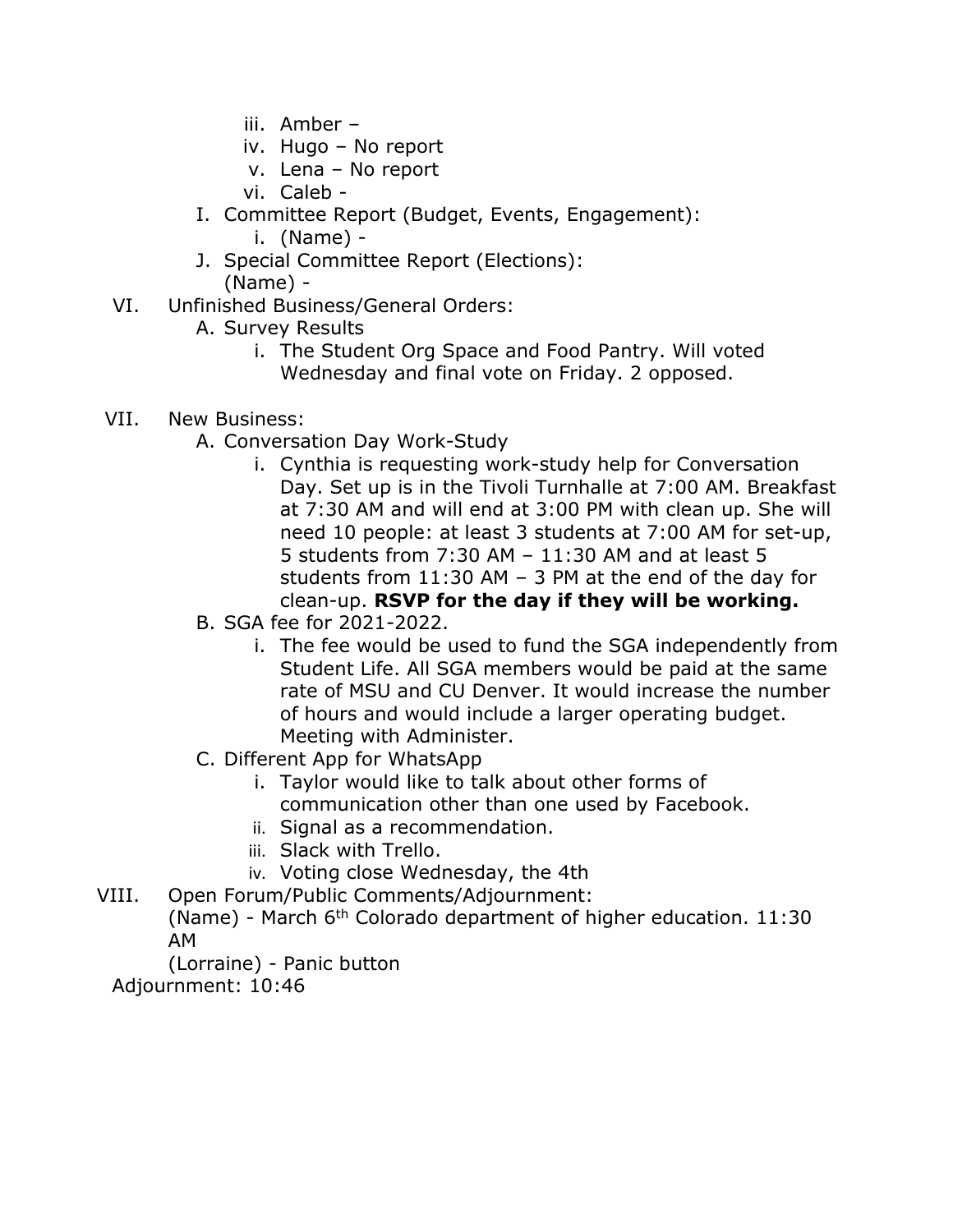iii. Amber –
      iv. Hugo – No report
      v. Lena – No report
      vi. Caleb -

   I. Committee Report (Budget, Events, Engagement):
      i. (Name) -
   J. Special Committee Report (Elections):
      (Name) -

VI. Unfinished Business/General Orders:
   A. Survey Results
      i. The Student Org Space and Food Pantry. Will voted Wednesday and final vote on Friday. 2 opposed.

VII. New Business:
   A. Conversation Day Work-Study
      i. Cynthia is requesting work-study help for Conversation Day. Set up is in the Tivoli Turnhalle at 7:00 AM. Breakfast at 7:30 AM and will end at 3:00 PM with clean up. She will need 10 people: at least 3 students at 7:00 AM for set-up, 5 students from 7:30 AM – 11:30 AM and at least 5 students from 11:30 AM – 3 PM at the end of the day for clean-up. **RSVP for the day if they will be working.**
   B. SGA fee for 2021-2022.
      i. The fee would be used to fund the SGA independently from Student Life. All SGA members would be paid at the same rate of MSU and CU Denver. It would increase the number of hours and would include a larger operating budget. Meeting with Administer.
   C. Different App for WhatsApp
      i. Taylor would like to talk about other forms of communication other than one used by Facebook.
      ii. Signal as a recommendation.
      iii. Slack with Trello.
      iv. Voting close Wednesday, the 4th

VIII. Open Forum/Public Comments/Adjournment:
   (Name) - March 6th Colorado department of higher education. 11:30 AM
   (Lorraine) - Panic button

Adjournment: 10:46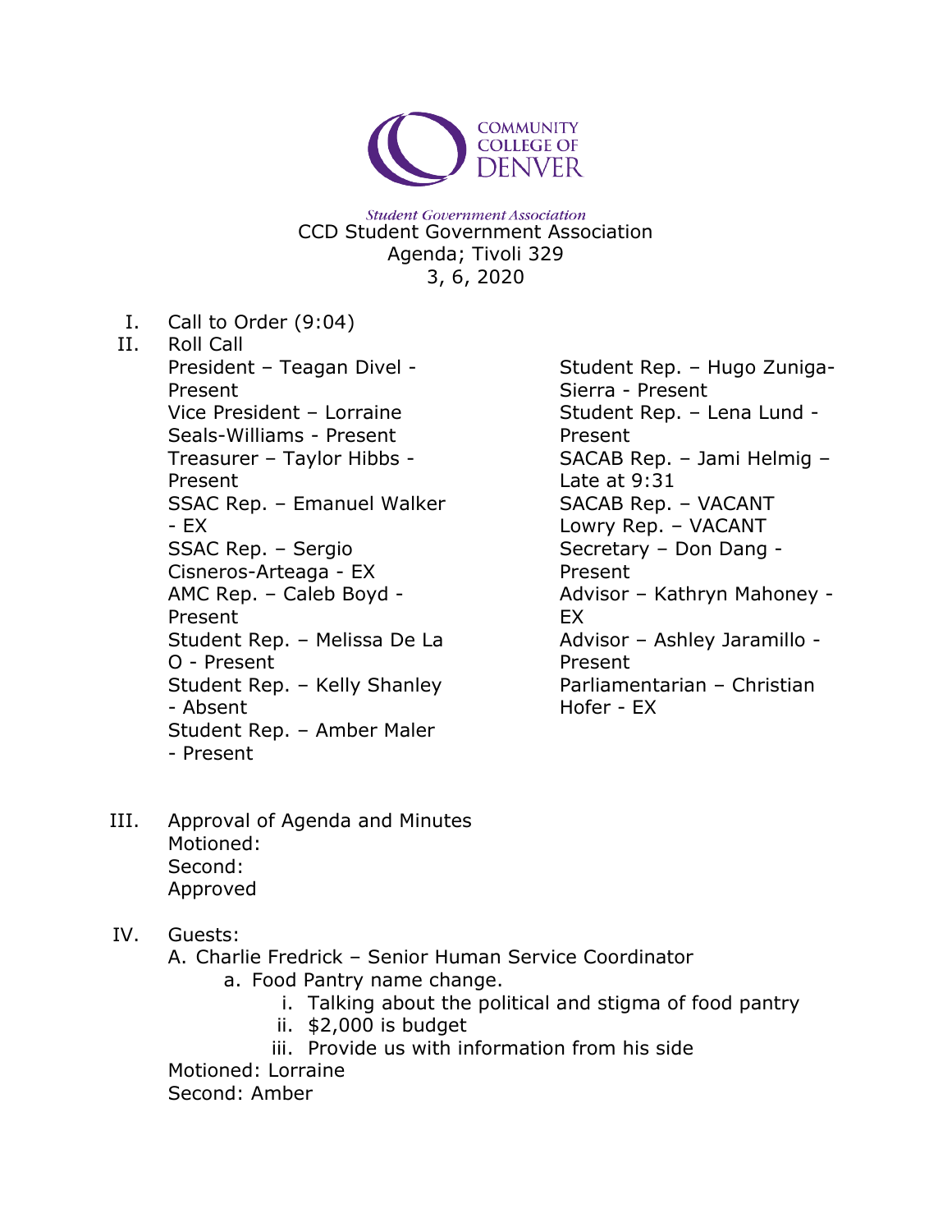Student Government Association

CCD Student Government Association
Agenda; Tivoli 329
3, 6, 2020

I. Call to Order (9:04)

II. Roll Call

President – Teagan Divel - Present
Vice President – Lorraine Seals-Williams - Present
Treasurer – Taylor Hibbs - Present
SSAC Rep. – Emanuel Walker - EX
SSAC Rep. – Sergio Cisneros-Arteaga - EX
AMC Rep. – Caleb Boyd - Present
Student Rep. – Melissa De La O - Present
Student Rep. – Kelly Shanley - Absent
Student Rep. – Amber Maler - Present
Student Rep. – Hugo Zuniga-Sierra - Present
Student Rep. – Lena Lund - Present
SACAB Rep. – Jami Helmig – Late at 9:31
SACAB Rep. – VACANT
Lowry Rep. – VACANT
Secretary – Don Dang - Present
Advisor – Kathryn Mahoney - EX
Advisor – Ashley Jaramillo - Present
Parliamentarian – Christian Hofer - EX

III. Approval of Agenda and Minutes

Motioned:
Second:
Approved

IV. Guests:

A. Charlie Fredrick – Senior Human Service Coordinator
   a. Food Pantry name change.
      i. Talking about the political and stigma of food pantry
      ii. $2,000 is budget
      iii. Provide us with information from his side

Motioned: Lorraine
Second: Amber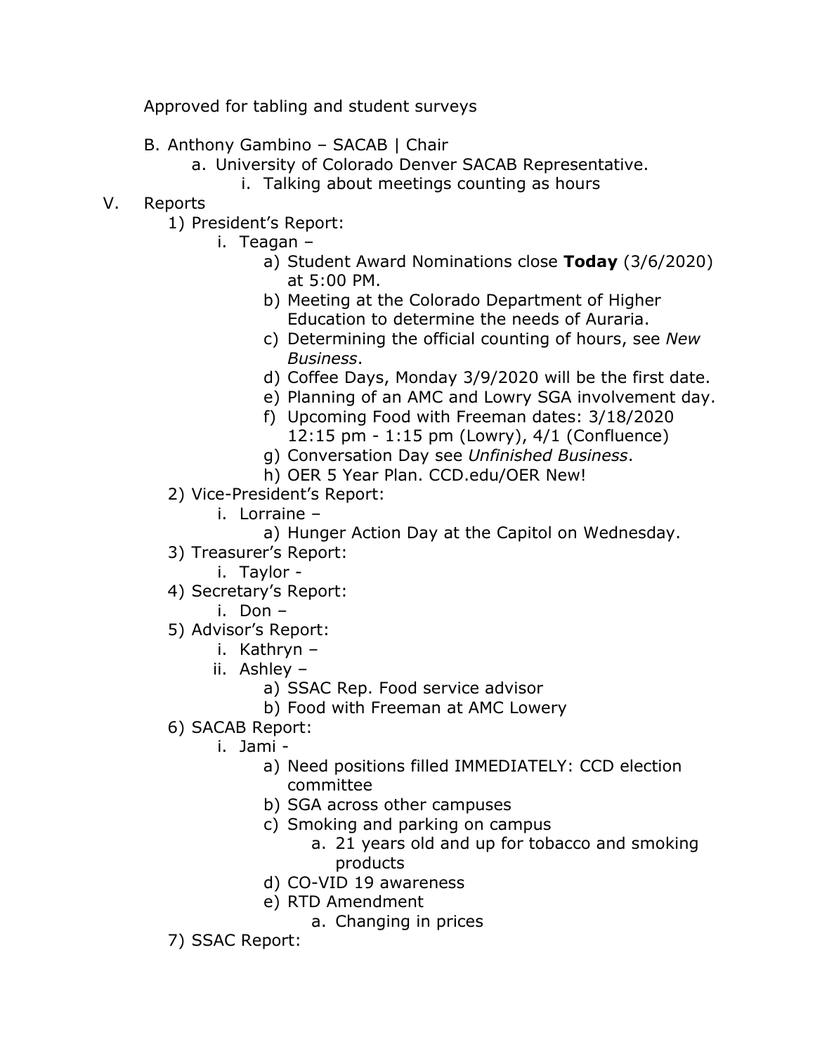Approved for tabling and student surveys

B. Anthony Gambino – SACAB | Chair
    a. University of Colorado Denver SACAB Representative.
        i. Talking about meetings counting as hours

V. Reports
    1) President's Report:
        i. Teagan –
            a) Student Award Nominations close **Today** (3/6/2020) at 5:00 PM.
            b) Meeting at the Colorado Department of Higher Education to determine the needs of Auraria.
            c) Determining the official counting of hours, see *New Business*.
            d) Coffee Days, Monday 3/9/2020 will be the first date.
            e) Planning of an AMC and Lowry SGA involvement day.
            f) Upcoming Food with Freeman dates: 3/18/2020 12:15 pm - 1:15 pm (Lowry), 4/1 (Confluence)
            g) Conversation Day see *Unfinished Business*.
            h) OER 5 Year Plan. CCD.edu/OER New!
    2) Vice-President's Report:
        i. Lorraine –
            a) Hunger Action Day at the Capitol on Wednesday.
    3) Treasurer's Report:
        i. Taylor -
    4) Secretary's Report:
        i. Don –
    5) Advisor's Report:
        i. Kathryn –
        ii. Ashley –
            a) SSAC Rep. Food service advisor
            b) Food with Freeman at AMC Lowery
    6) SACAB Report:
        i. Jami -
            a) Need positions filled IMMEDIATELY: CCD election committee
            b) SGA across other campuses
            c) Smoking and parking on campus
                a. 21 years old and up for tobacco and smoking products
            d) CO-VID 19 awareness
            e) RTD Amendment
                a. Changing in prices
    7) SSAC Report: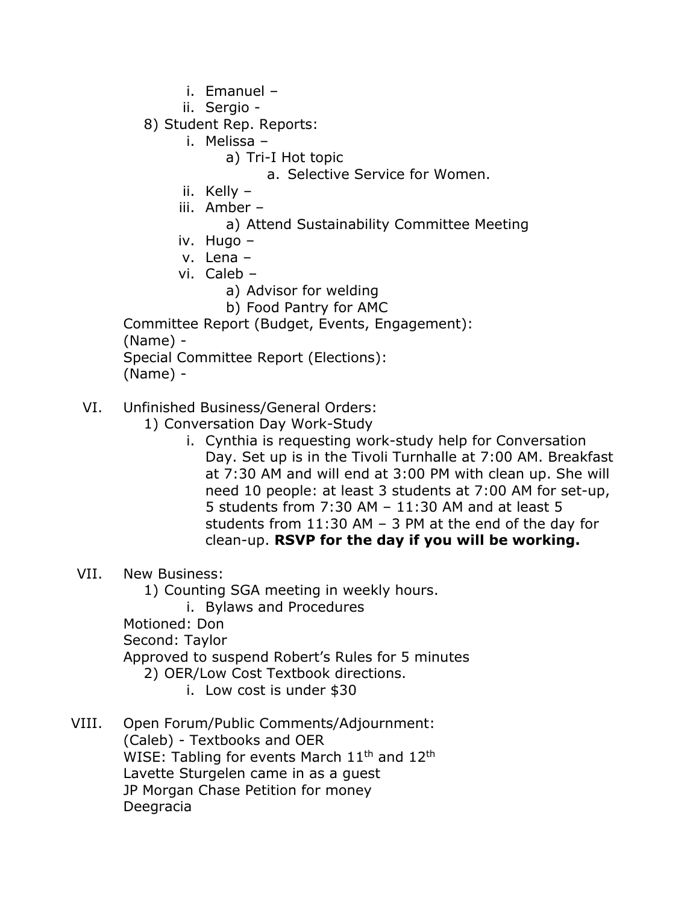- i. Emanuel –
- ii. Sergio -

8) Student Rep. Reports:
- i. Melissa –
  - a) Tri-I Hot topic
    - a. Selective Service for Women.
- ii. Kelly –
- iii. Amber –
  - a) Attend Sustainability Committee Meeting
- iv. Hugo –
- v. Lena –
- vi. Caleb –
  - a) Advisor for welding
  - b) Food Pantry for AMC

Committee Report (Budget, Events, Engagement):
(Name) -
Special Committee Report (Elections):
(Name) -

VI. Unfinished Business/General Orders:

1) Conversation Day Work-Study
   - i. Cynthia is requesting work-study help for Conversation Day. Set up is in the Tivoli Turnhalle at 7:00 AM. Breakfast at 7:30 AM and will end at 3:00 PM with clean up. She will need 10 people: at least 3 students at 7:00 AM for set-up, 5 students from 7:30 AM – 11:30 AM and at least 5 students from 11:30 AM – 3 PM at the end of the day for clean-up. **RSVP for the day if you will be working.**

VII. New Business:

1) Counting SGA meeting in weekly hours.
   - i. Bylaws and Procedures

Motioned: Don
Second: Taylor
Approved to suspend Robert's Rules for 5 minutes

2) OER/Low Cost Textbook directions.
   - i. Low cost is under $30

VIII. Open Forum/Public Comments/Adjournment:

(Caleb) - Textbooks and OER
WISE: Tabling for events March 11th and 12th
Lavette Sturgelen came in as a guest
JP Morgan Chase Petition for money
Deegracia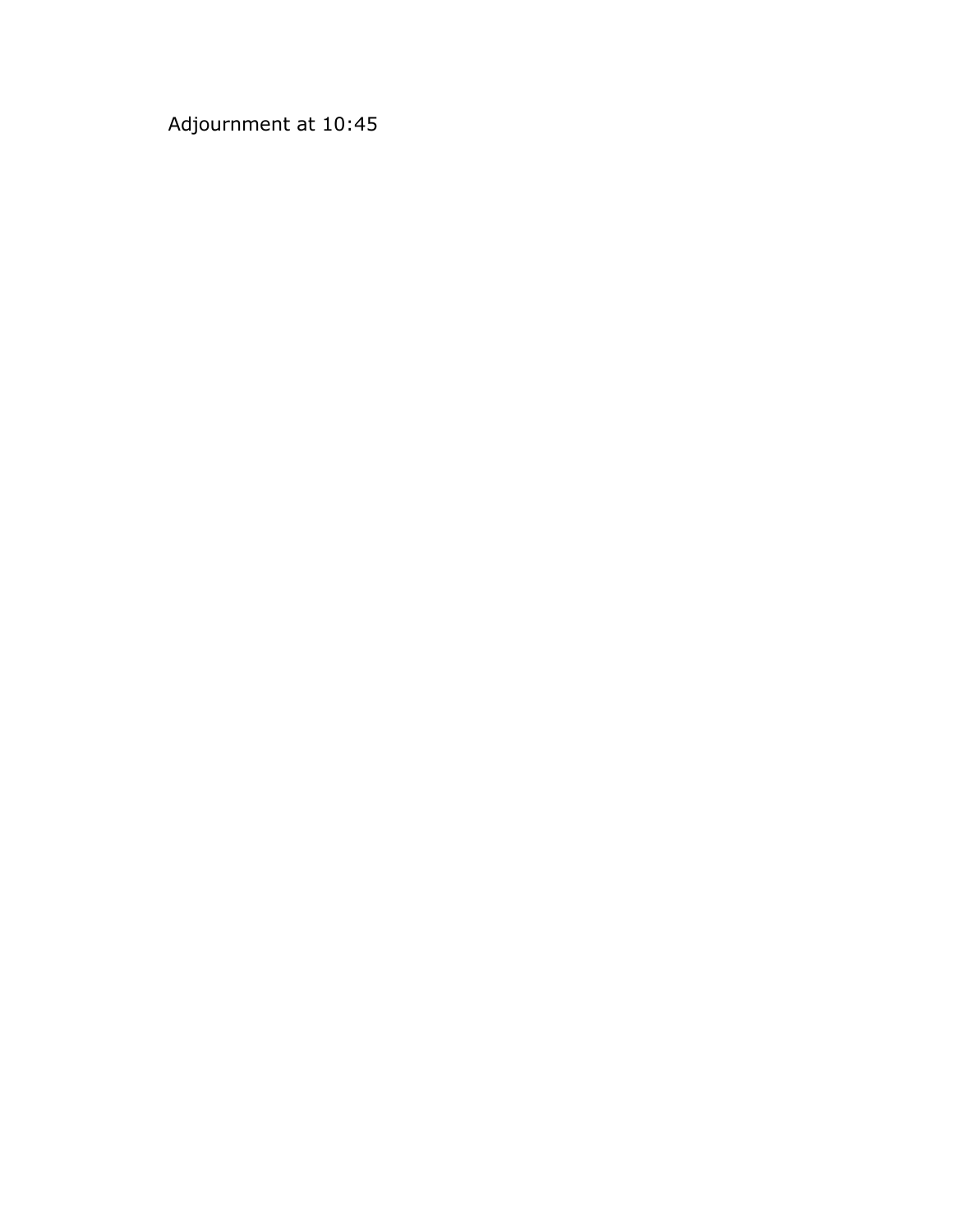Adjournment at 10:45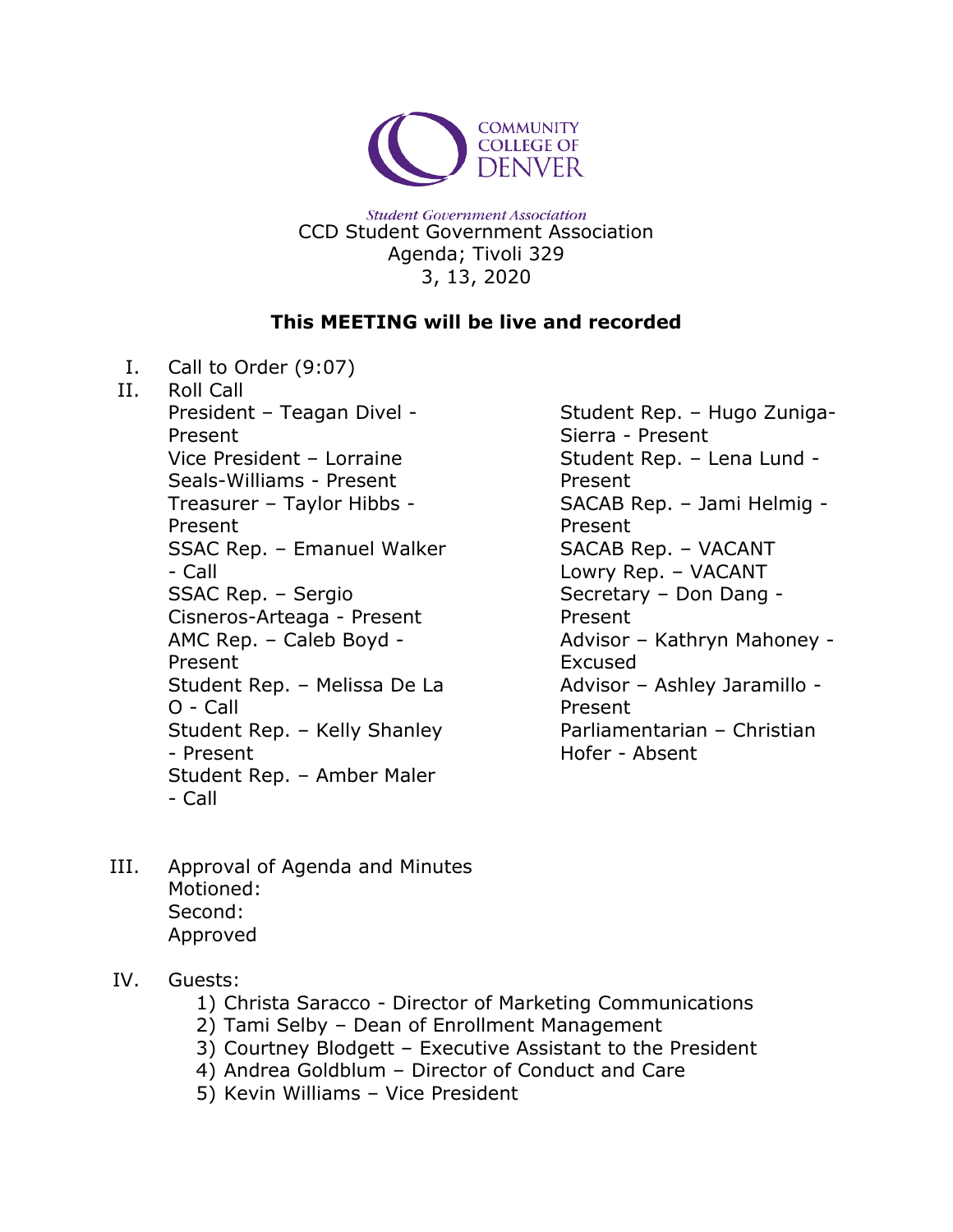Student Government Association

CCD Student Government Association
Agenda; Tivoli 329
3, 13, 2020

**This MEETING will be live and recorded**

I. Call to Order (9:07)

II. Roll Call

President – Teagan Divel - Present
Vice President – Lorraine Seals-Williams - Present
Treasurer – Taylor Hibbs - Present
SSAC Rep. – Emanuel Walker - Call
SSAC Rep. – Sergio Cisneros-Arteaga - Present
AMC Rep. – Caleb Boyd - Present
Student Rep. – Melissa De La O - Call
Student Rep. – Kelly Shanley - Present
Student Rep. – Amber Maler - Call
Student Rep. – Hugo Zuniga-Sierra - Present
Student Rep. – Lena Lund - Present
SACAB Rep. – Jami Helmig - Present
SACAB Rep. – VACANT
Lowry Rep. – VACANT
Secretary – Don Dang - Present
Advisor – Kathryn Mahoney - Excused
Advisor – Ashley Jaramillo - Present
Parliamentarian – Christian Hofer - Absent

III. Approval of Agenda and Minutes
Motioned:
Second:
Approved

IV. Guests:
1) Christa Saracco - Director of Marketing Communications
2) Tami Selby – Dean of Enrollment Management
3) Courtney Blodgett – Executive Assistant to the President
4) Andrea Goldblum – Director of Conduct and Care
5) Kevin Williams – Vice President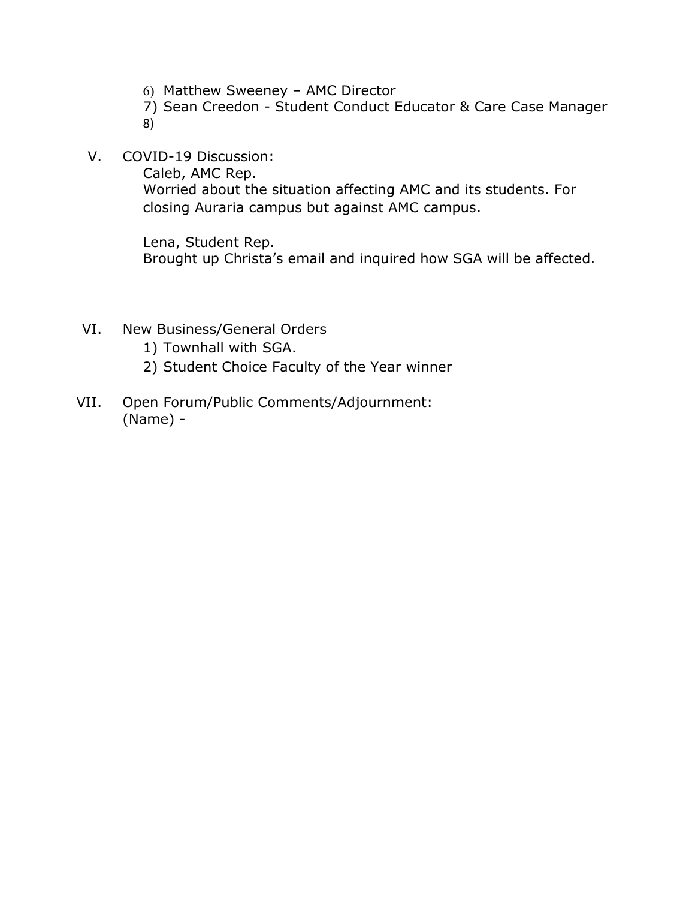6) Matthew Sweeney – AMC Director
7) Sean Creedon - Student Conduct Educator & Care Case Manager
8)

V. COVID-19 Discussion:

Caleb, AMC Rep.
Worried about the situation affecting AMC and its students. For closing Auraria campus but against AMC campus.

Lena, Student Rep.
Brought up Christa's email and inquired how SGA will be affected.

VI. New Business/General Orders

1) Townhall with SGA.
2) Student Choice Faculty of the Year winner

VII. Open Forum/Public Comments/Adjournment:

(Name) -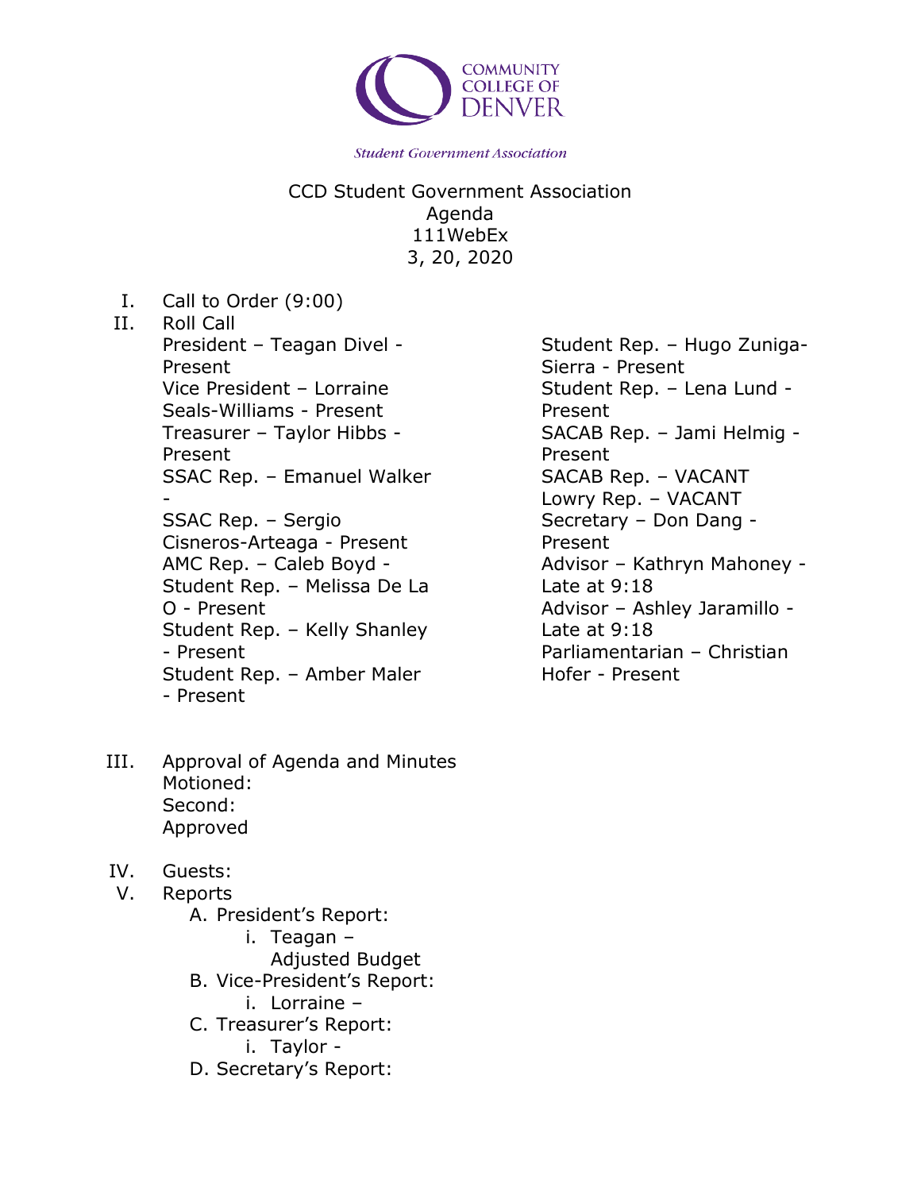COMMUNITY COLLEGE OF DENVER

*Student Government Association*

CCD Student Government Association
Agenda
111WebEx
3, 20, 2020

I. Call to Order (9:00)

II. Roll Call

President – Teagan Divel - Present
Vice President – Lorraine Seals-Williams - Present
Treasurer – Taylor Hibbs - Present
SSAC Rep. – Emanuel Walker -
SSAC Rep. – Sergio Cisneros-Arteaga - Present
AMC Rep. – Caleb Boyd -
Student Rep. – Melissa De La O - Present
Student Rep. – Kelly Shanley - Present
Student Rep. – Amber Maler - Present
Student Rep. – Hugo Zuniga-Sierra - Present
Student Rep. – Lena Lund - Present
SACAB Rep. – Jami Helmig - Present
SACAB Rep. – VACANT
Lowry Rep. – VACANT
Secretary – Don Dang - Present
Advisor – Kathryn Mahoney - Late at 9:18
Advisor – Ashley Jaramillo - Late at 9:18
Parliamentarian – Christian Hofer - Present

III. Approval of Agenda and Minutes
Motioned:
Second:
Approved

IV. Guests:

V. Reports

A. President's Report:
  i. Teagan –
     Adjusted Budget

B. Vice-President's Report:
  i. Lorraine –

C. Treasurer's Report:
  i. Taylor -

D. Secretary's Report: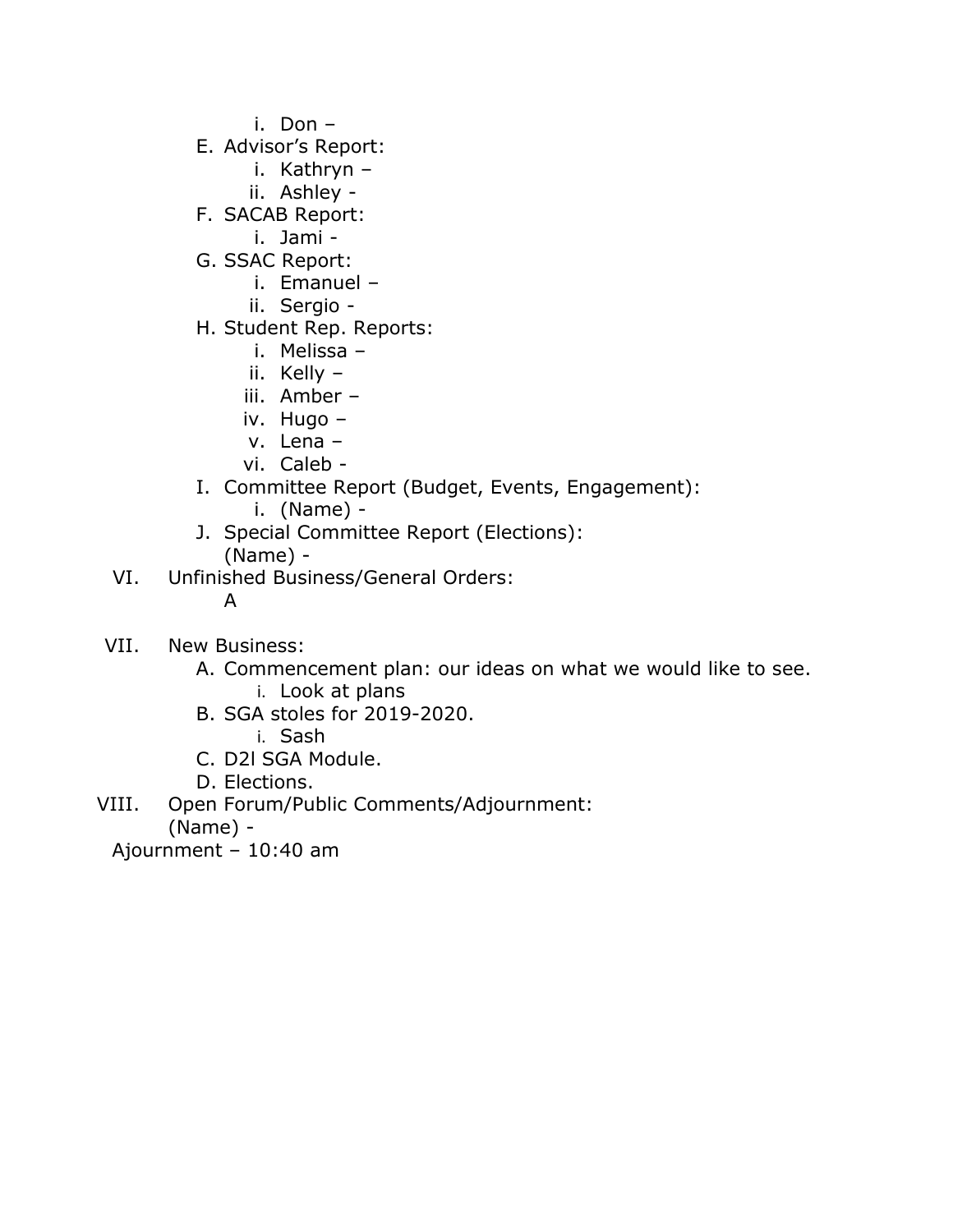i. Don –
   E. Advisor's Report:
      i. Kathryn –
      ii. Ashley -
   F. SACAB Report:
      i. Jami -
   G. SSAC Report:
      i. Emanuel –
      ii. Sergio -
   H. Student Rep. Reports:
      i. Melissa –
      ii. Kelly –
      iii. Amber –
      iv. Hugo –
      v. Lena –
      vi. Caleb -
   I. Committee Report (Budget, Events, Engagement):
      i. (Name) -
   J. Special Committee Report (Elections):
      (Name) -

VI. Unfinished Business/General Orders:
   A

VII. New Business:
   A. Commencement plan: our ideas on what we would like to see.
      i. Look at plans
   B. SGA stoles for 2019-2020.
      i. Sash
   C. D2l SGA Module.
   D. Elections.

VIII. Open Forum/Public Comments/Adjournment:
   (Name) -

Ajournment – 10:40 am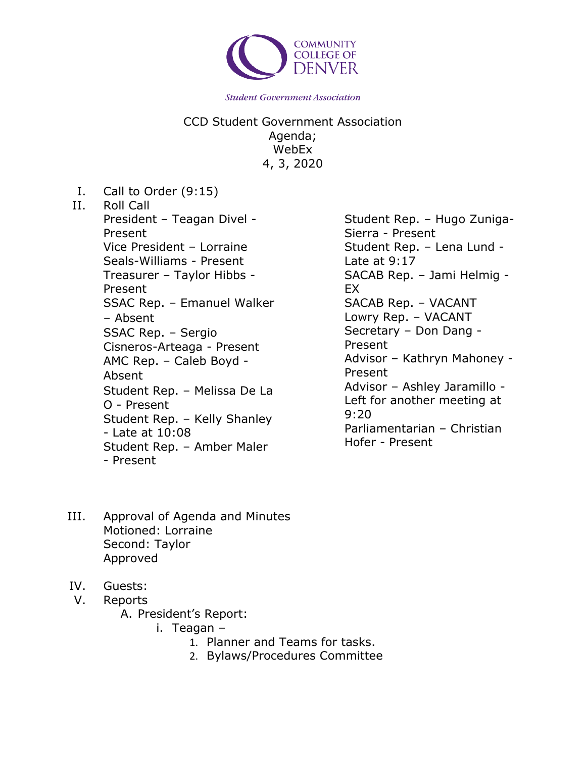COMMUNITY COLLEGE OF DENVER

*Student Government Association*

CCD Student Government Association
Agenda;
WebEx
4, 3, 2020

I. Call to Order (9:15)

II. Roll Call

President – Teagan Divel - Present
Vice President – Lorraine Seals-Williams - Present
Treasurer – Taylor Hibbs - Present
SSAC Rep. – Emanuel Walker – Absent
SSAC Rep. – Sergio Cisneros-Arteaga - Present
AMC Rep. – Caleb Boyd - Absent
Student Rep. – Melissa De La O - Present
Student Rep. – Kelly Shanley - Late at 10:08
Student Rep. – Amber Maler - Present
Student Rep. – Hugo Zuniga-Sierra - Present
Student Rep. – Lena Lund - Late at 9:17
SACAB Rep. – Jami Helmig - EX
SACAB Rep. – VACANT
Lowry Rep. – VACANT
Secretary – Don Dang - Present
Advisor – Kathryn Mahoney - Present
Advisor – Ashley Jaramillo - Left for another meeting at 9:20
Parliamentarian – Christian Hofer - Present

III. Approval of Agenda and Minutes
Motioned: Lorraine
Second: Taylor
Approved

IV. Guests:

V. Reports
   A. President's Report:
      i. Teagan –
         1. Planner and Teams for tasks.
         2. Bylaws/Procedures Committee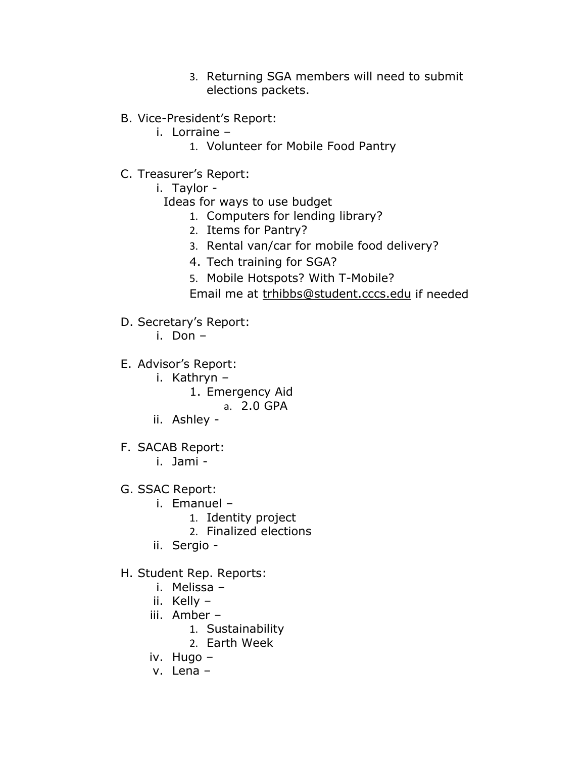3. Returning SGA members will need to submit elections packets.

B. Vice-President's Report:
   i. Lorraine –
      1. Volunteer for Mobile Food Pantry

C. Treasurer's Report:
   i. Taylor -
      Ideas for ways to use budget
      1. Computers for lending library?
      2. Items for Pantry?
      3. Rental van/car for mobile food delivery?
      4. Tech training for SGA?
      5. Mobile Hotspots? With T-Mobile?

      Email me at trhibbs@student.cccs.edu if needed

D. Secretary's Report:
   i. Don –

E. Advisor's Report:
   i. Kathryn –
      1. Emergency Aid
         a. 2.0 GPA
   ii. Ashley -

F. SACAB Report:
   i. Jami -

G. SSAC Report:
   i. Emanuel –
      1. Identity project
      2. Finalized elections
   ii. Sergio -

H. Student Rep. Reports:
   i. Melissa –
   ii. Kelly –
   iii. Amber –
      1. Sustainability
      2. Earth Week
   iv. Hugo –
   v. Lena –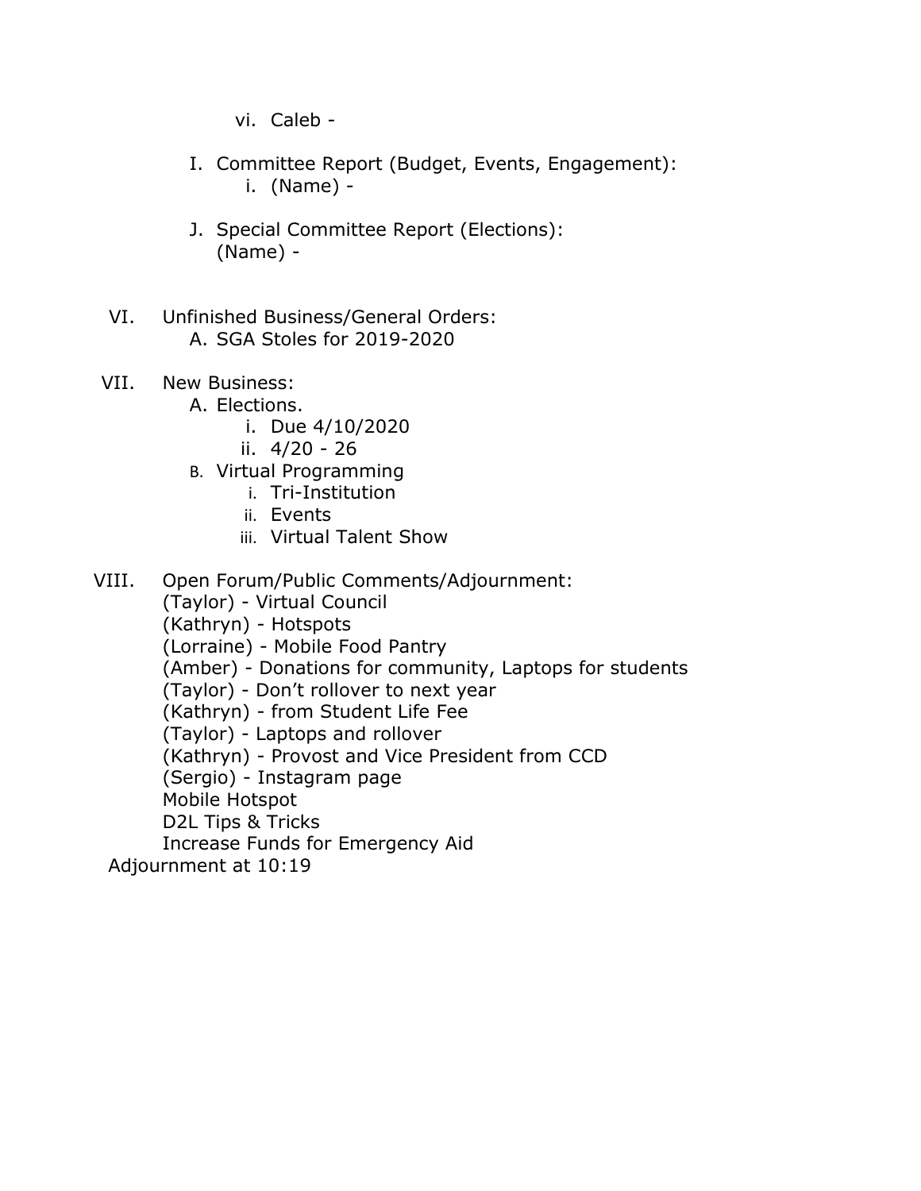vi. Caleb -

I. Committee Report (Budget, Events, Engagement):
   i. (Name) -

J. Special Committee Report (Elections):
   (Name) -

VI. Unfinished Business/General Orders:
   A. SGA Stoles for 2019-2020

VII. New Business:
   A. Elections.
      i. Due 4/10/2020
      ii. 4/20 - 26
   B. Virtual Programming
      i. Tri-Institution
      ii. Events
      iii. Virtual Talent Show

VIII. Open Forum/Public Comments/Adjournment:
   (Taylor) - Virtual Council
   (Kathryn) - Hotspots
   (Lorraine) - Mobile Food Pantry
   (Amber) - Donations for community, Laptops for students
   (Taylor) - Don't rollover to next year
   (Kathryn) - from Student Life Fee
   (Taylor) - Laptops and rollover
   (Kathryn) - Provost and Vice President from CCD
   (Sergio) - Instagram page
   Mobile Hotspot
   D2L Tips & Tricks
   Increase Funds for Emergency Aid

Adjournment at 10:19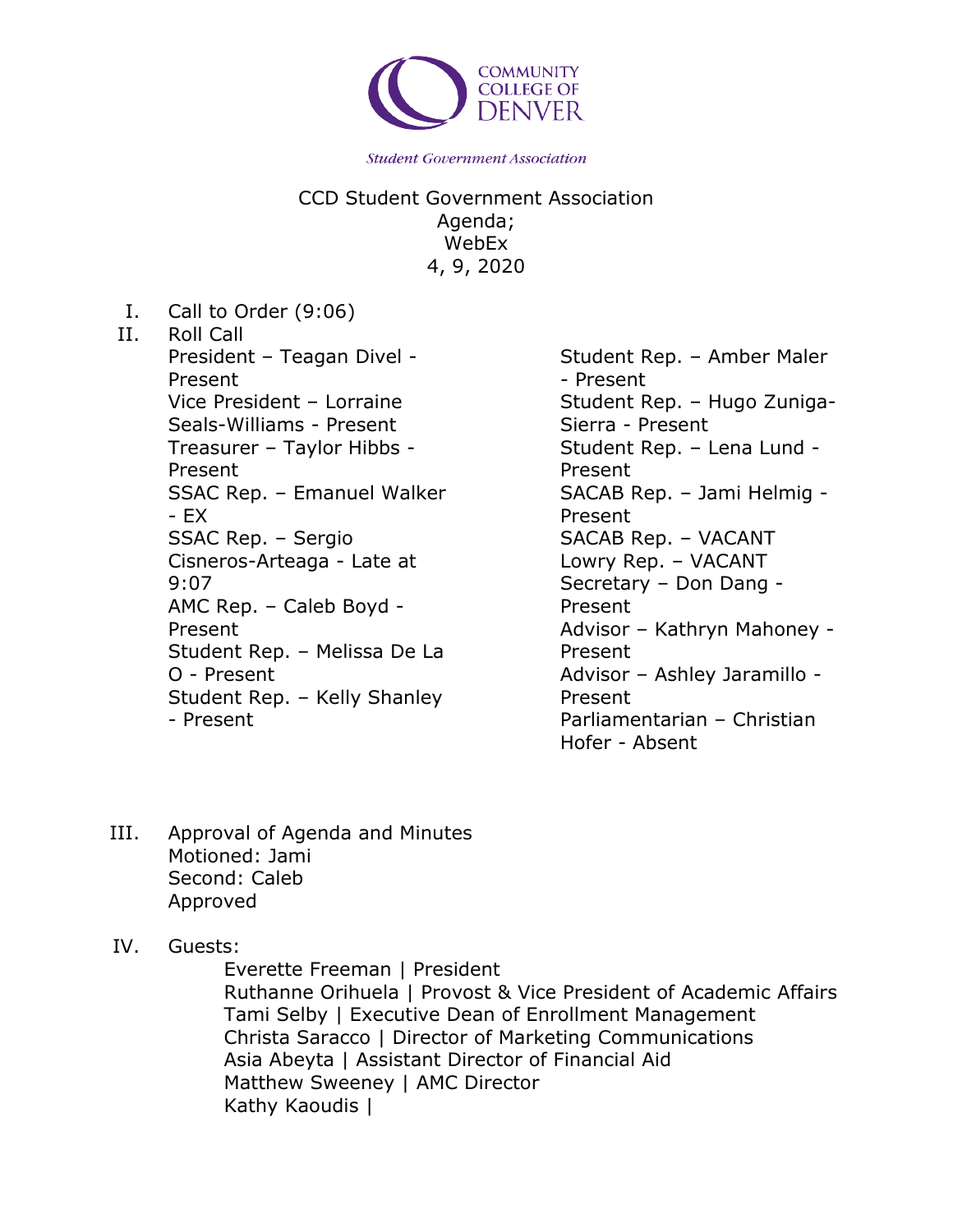COMMUNITY COLLEGE OF DENVER

*Student Government Association*

CCD Student Government Association
Agenda;
WebEx
4, 9, 2020

I. Call to Order (9:06)

II. Roll Call

President – Teagan Divel - Present
Vice President – Lorraine Seals-Williams - Present
Treasurer – Taylor Hibbs - Present
SSAC Rep. – Emanuel Walker - EX
SSAC Rep. – Sergio Cisneros-Arteaga - Late at 9:07
AMC Rep. – Caleb Boyd - Present
Student Rep. – Melissa De La O - Present
Student Rep. – Kelly Shanley - Present
Student Rep. – Amber Maler - Present
Student Rep. – Hugo Zuniga-Sierra - Present
Student Rep. – Lena Lund - Present
SACAB Rep. – Jami Helmig - Present
SACAB Rep. – VACANT
Lowry Rep. – VACANT
Secretary – Don Dang - Present
Advisor – Kathryn Mahoney - Present
Advisor – Ashley Jaramillo - Present
Parliamentarian – Christian Hofer - Absent

III. Approval of Agenda and Minutes
Motioned: Jami
Second: Caleb
Approved

IV. Guests:

Everette Freeman | President
Ruthanne Orihuela | Provost & Vice President of Academic Affairs
Tami Selby | Executive Dean of Enrollment Management
Christa Saracco | Director of Marketing Communications
Asia Abeyta | Assistant Director of Financial Aid
Matthew Sweeney | AMC Director
Kathy Kaoudis |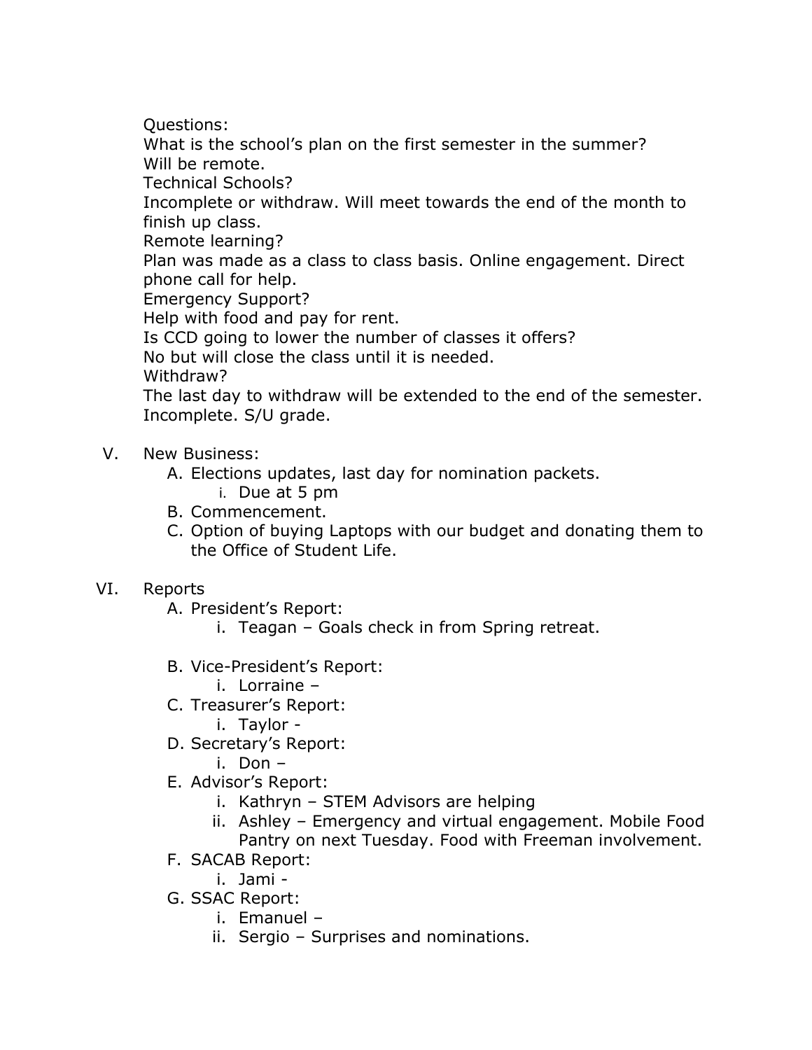Questions:
What is the school's plan on the first semester in the summer?
Will be remote.
Technical Schools?
Incomplete or withdraw. Will meet towards the end of the month to finish up class.
Remote learning?
Plan was made as a class to class basis. Online engagement. Direct phone call for help.
Emergency Support?
Help with food and pay for rent.
Is CCD going to lower the number of classes it offers?
No but will close the class until it is needed.
Withdraw?
The last day to withdraw will be extended to the end of the semester. Incomplete. S/U grade.

V. New Business:
   A. Elections updates, last day for nomination packets.
      i. Due at 5 pm
   B. Commencement.
   C. Option of buying Laptops with our budget and donating them to the Office of Student Life.

VI. Reports
   A. President's Report:
      i. Teagan – Goals check in from Spring retreat.

   B. Vice-President's Report:
      i. Lorraine –
   C. Treasurer's Report:
      i. Taylor -
   D. Secretary's Report:
      i. Don –
   E. Advisor's Report:
      i. Kathryn – STEM Advisors are helping
      ii. Ashley – Emergency and virtual engagement. Mobile Food Pantry on next Tuesday. Food with Freeman involvement.
   F. SACAB Report:
      i. Jami -
   G. SSAC Report:
      i. Emanuel –
      ii. Sergio – Surprises and nominations.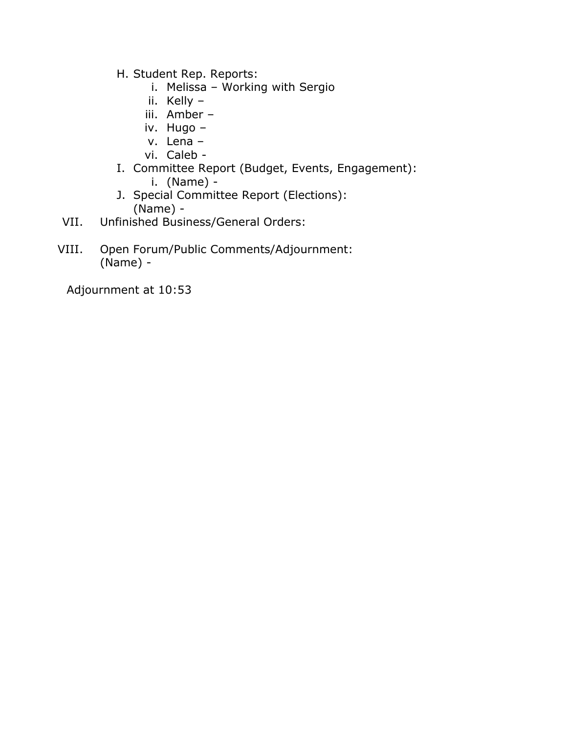H. Student Rep. Reports:
   i. Melissa – Working with Sergio
   ii. Kelly –
   iii. Amber –
   iv. Hugo –
   v. Lena –
   vi. Caleb -

I. Committee Report (Budget, Events, Engagement):
   i. (Name) -

J. Special Committee Report (Elections):
   (Name) -

VII. Unfinished Business/General Orders:

VIII. Open Forum/Public Comments/Adjournment:
   (Name) -

Adjournment at 10:53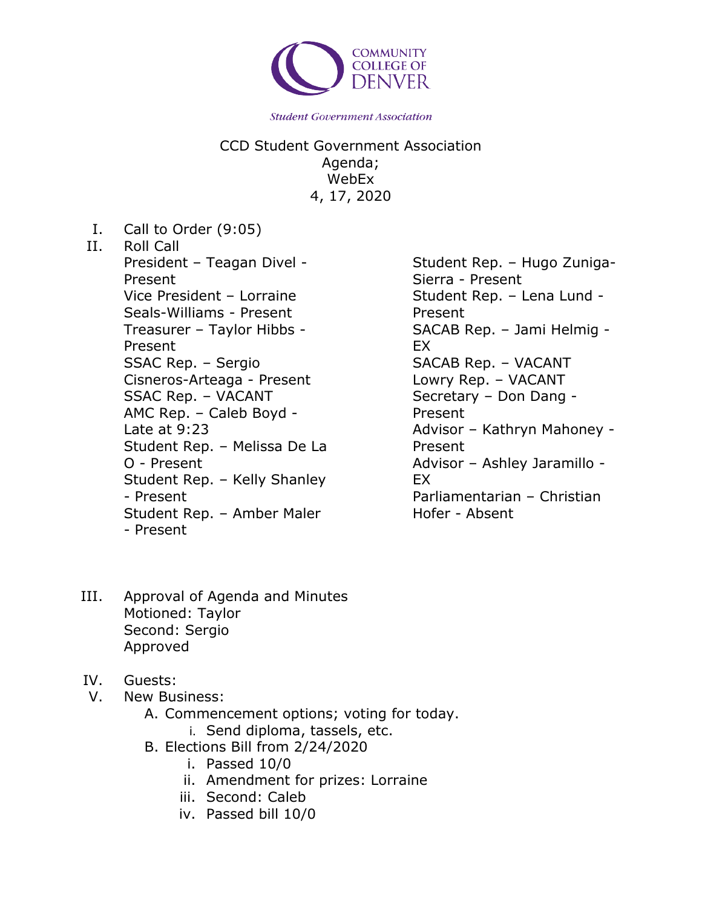COMMUNITY COLLEGE OF DENVER

*Student Government Association*

CCD Student Government Association
Agenda;
WebEx
4, 17, 2020

I. Call to Order (9:05)

II. Roll Call

President – Teagan Divel - Present
Vice President – Lorraine Seals-Williams - Present
Treasurer – Taylor Hibbs - Present
SSAC Rep. – Sergio Cisneros-Arteaga - Present
SSAC Rep. – VACANT
AMC Rep. – Caleb Boyd - Late at 9:23
Student Rep. – Melissa De La O - Present
Student Rep. – Kelly Shanley - Present
Student Rep. – Amber Maler - Present
Student Rep. – Hugo Zuniga-Sierra - Present
Student Rep. – Lena Lund - Present
SACAB Rep. – Jami Helmig - EX
SACAB Rep. – VACANT
Lowry Rep. – VACANT
Secretary – Don Dang - Present
Advisor – Kathryn Mahoney - Present
Advisor – Ashley Jaramillo - EX
Parliamentarian – Christian Hofer - Absent

III. Approval of Agenda and Minutes
Motioned: Taylor
Second: Sergio
Approved

IV. Guests:

V. New Business:

A. Commencement options; voting for today.
   i. Send diploma, tassels, etc.

B. Elections Bill from 2/24/2020
   i. Passed 10/0
   ii. Amendment for prizes: Lorraine
   iii. Second: Caleb
   iv. Passed bill 10/0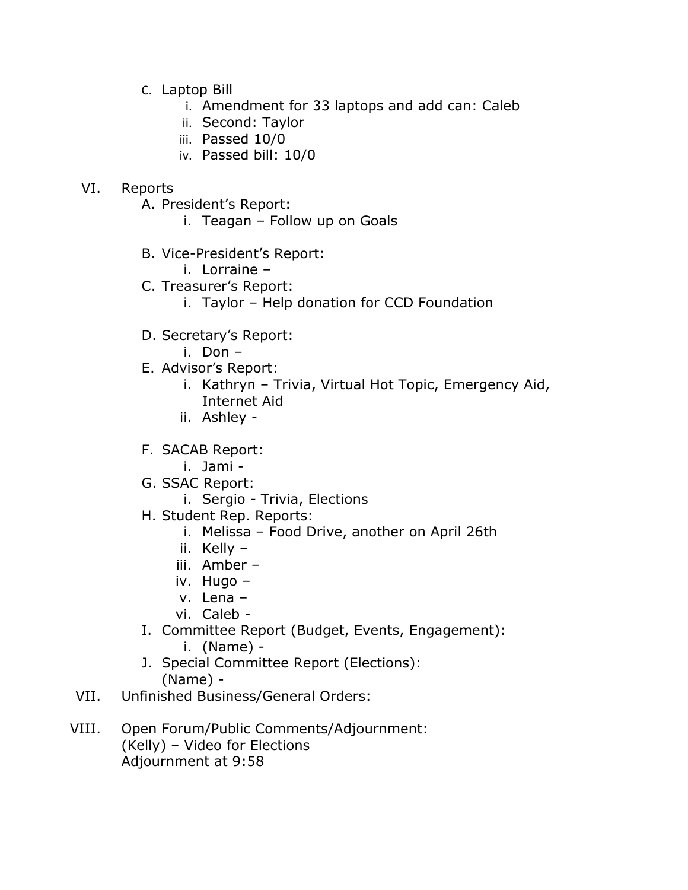C. Laptop Bill
   i. Amendment for 33 laptops and add can: Caleb
   ii. Second: Taylor
   iii. Passed 10/0
   iv. Passed bill: 10/0

VI. Reports
   A. President's Report:
      i. Teagan – Follow up on Goals

   B. Vice-President's Report:
      i. Lorraine –
   C. Treasurer's Report:
      i. Taylor – Help donation for CCD Foundation

   D. Secretary's Report:
      i. Don –
   E. Advisor's Report:
      i. Kathryn – Trivia, Virtual Hot Topic, Emergency Aid, Internet Aid
      ii. Ashley -

   F. SACAB Report:
      i. Jami -
   G. SSAC Report:
      i. Sergio - Trivia, Elections
   H. Student Rep. Reports:
      i. Melissa – Food Drive, another on April 26th
      ii. Kelly –
      iii. Amber –
      iv. Hugo –
      v. Lena –
      vi. Caleb -
   I. Committee Report (Budget, Events, Engagement):
      i. (Name) -
   J. Special Committee Report (Elections):
      (Name) -

VII. Unfinished Business/General Orders:

VIII. Open Forum/Public Comments/Adjournment:
   (Kelly) – Video for Elections
   Adjournment at 9:58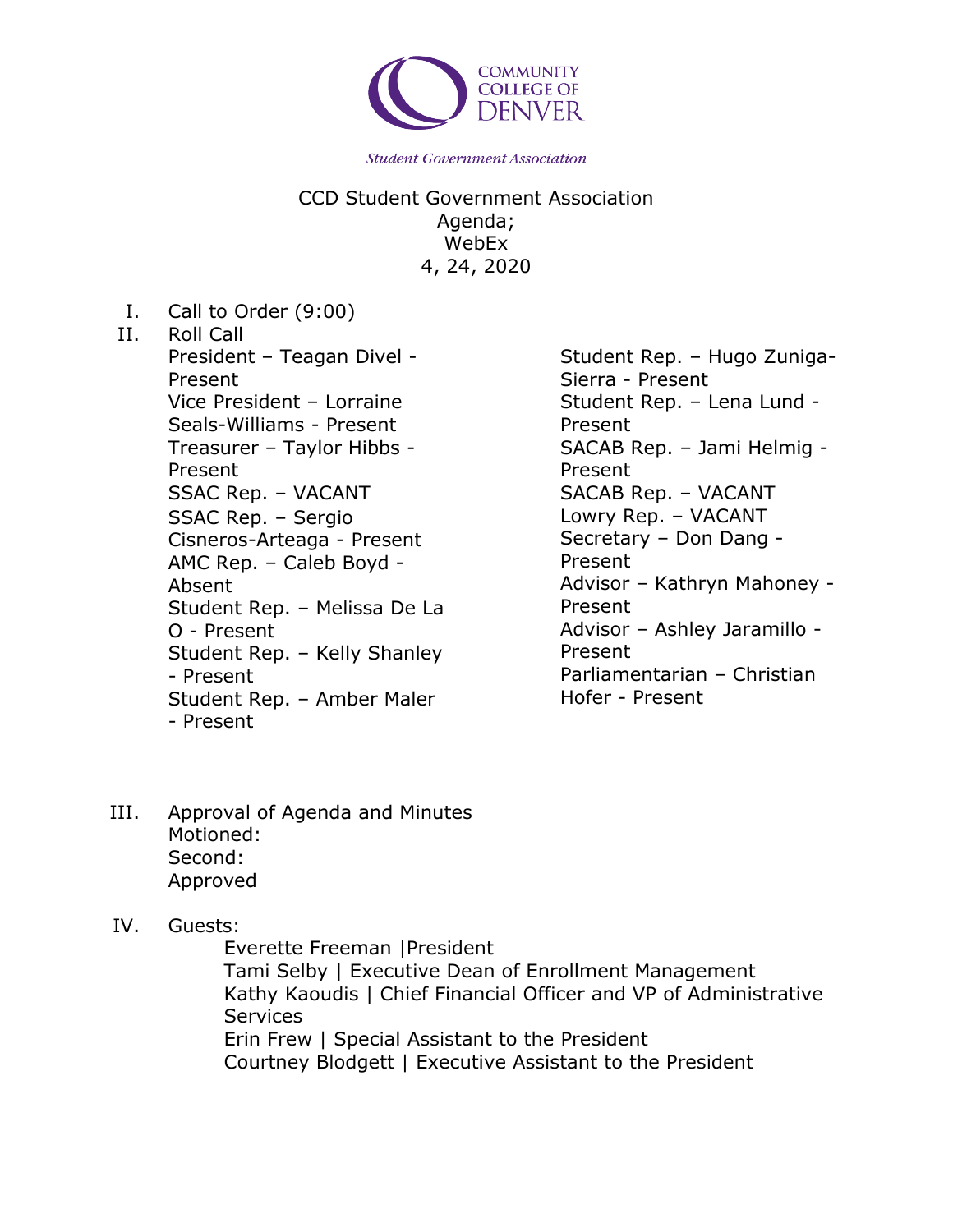COMMUNITY COLLEGE OF DENVER

*Student Government Association*

CCD Student Government Association
Agenda;
WebEx
4, 24, 2020

I. Call to Order (9:00)

II. Roll Call

President – Teagan Divel - Present
Vice President – Lorraine Seals-Williams - Present
Treasurer – Taylor Hibbs - Present
SSAC Rep. – VACANT
SSAC Rep. – Sergio Cisneros-Arteaga - Present
AMC Rep. – Caleb Boyd - Absent
Student Rep. – Melissa De La O - Present
Student Rep. – Kelly Shanley - Present
Student Rep. – Amber Maler - Present
Student Rep. – Hugo Zuniga-Sierra - Present
Student Rep. – Lena Lund - Present
SACAB Rep. – Jami Helmig - Present
SACAB Rep. – VACANT
Lowry Rep. – VACANT
Secretary – Don Dang - Present
Advisor – Kathryn Mahoney - Present
Advisor – Ashley Jaramillo - Present
Parliamentarian – Christian Hofer - Present

III. Approval of Agenda and Minutes
Motioned:
Second:
Approved

IV. Guests:
Everette Freeman |President
Tami Selby | Executive Dean of Enrollment Management
Kathy Kaoudis | Chief Financial Officer and VP of Administrative Services
Erin Frew | Special Assistant to the President
Courtney Blodgett | Executive Assistant to the President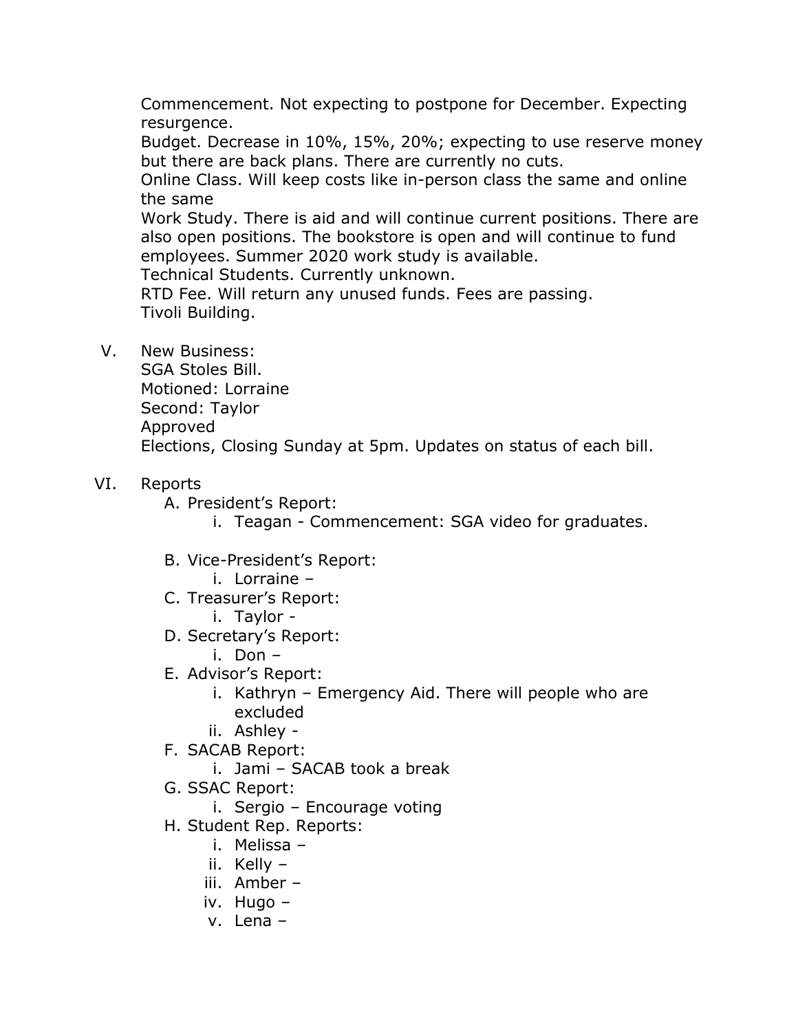Commencement. Not expecting to postpone for December. Expecting resurgence.
Budget. Decrease in 10%, 15%, 20%; expecting to use reserve money but there are back plans. There are currently no cuts.
Online Class. Will keep costs like in-person class the same and online the same
Work Study. There is aid and will continue current positions. There are also open positions. The bookstore is open and will continue to fund employees. Summer 2020 work study is available.
Technical Students. Currently unknown.
RTD Fee. Will return any unused funds. Fees are passing.
Tivoli Building.

V. New Business:
SGA Stoles Bill.
Motioned: Lorraine
Second: Taylor
Approved
Elections, Closing Sunday at 5pm. Updates on status of each bill.

VI. Reports
- A. President's Report:
  - i. Teagan - Commencement: SGA video for graduates.
- B. Vice-President's Report:
  - i. Lorraine –
- C. Treasurer's Report:
  - i. Taylor -
- D. Secretary's Report:
  - i. Don –
- E. Advisor's Report:
  - i. Kathryn – Emergency Aid. There will people who are excluded
  - ii. Ashley -
- F. SACAB Report:
  - i. Jami – SACAB took a break
- G. SSAC Report:
  - i. Sergio – Encourage voting
- H. Student Rep. Reports:
  - i. Melissa –
  - ii. Kelly –
  - iii. Amber –
  - iv. Hugo –
  - v. Lena –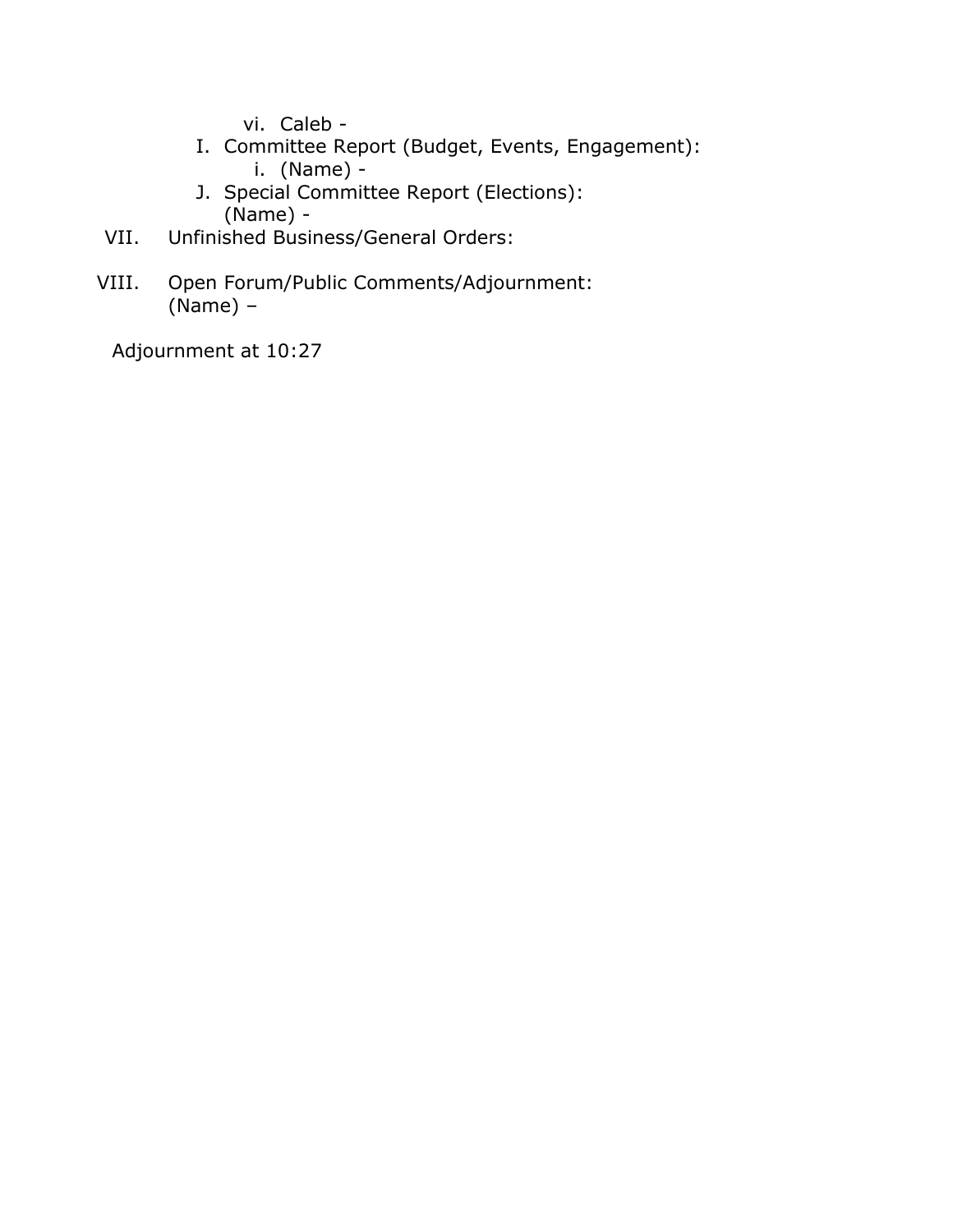- vi. Caleb -

I. Committee Report (Budget, Events, Engagement):
   - i. (Name) -

J. Special Committee Report (Elections):
   (Name) -

VII. Unfinished Business/General Orders:

VIII. Open Forum/Public Comments/Adjournment:
   (Name) –

Adjournment at 10:27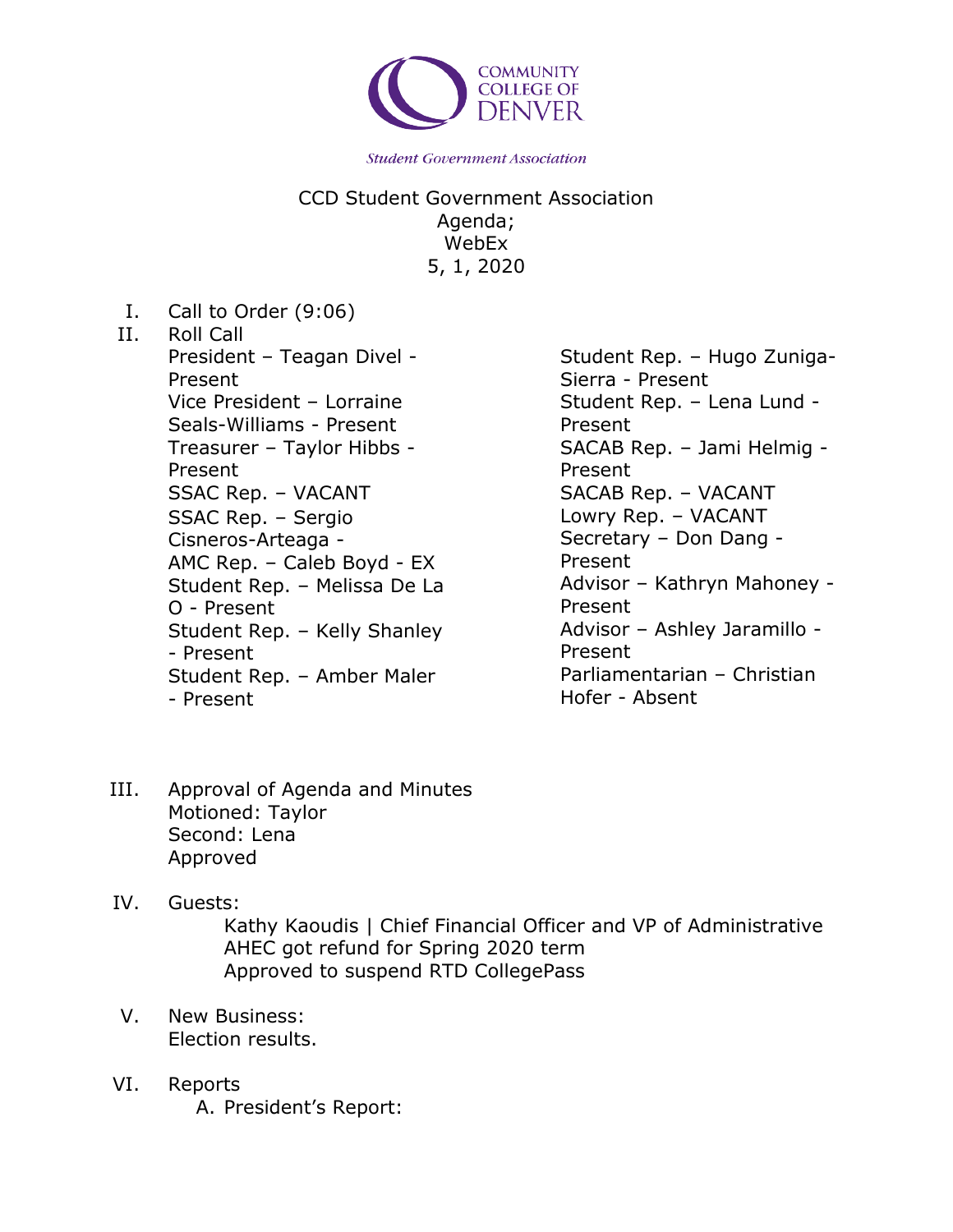COMMUNITY COLLEGE OF DENVER

*Student Government Association*

CCD Student Government Association
Agenda;
WebEx
5, 1, 2020

I. Call to Order (9:06)

II. Roll Call

President – Teagan Divel - Present
Vice President – Lorraine Seals-Williams - Present
Treasurer – Taylor Hibbs - Present
SSAC Rep. – VACANT
SSAC Rep. – Sergio Cisneros-Arteaga -
AMC Rep. – Caleb Boyd - EX
Student Rep. – Melissa De La O - Present
Student Rep. – Kelly Shanley - Present
Student Rep. – Amber Maler - Present
Student Rep. – Hugo Zuniga-Sierra - Present
Student Rep. – Lena Lund - Present
SACAB Rep. – Jami Helmig - Present
SACAB Rep. – VACANT
Lowry Rep. – VACANT
Secretary – Don Dang - Present
Advisor – Kathryn Mahoney - Present
Advisor – Ashley Jaramillo - Present
Parliamentarian – Christian Hofer - Absent

III. Approval of Agenda and Minutes
Motioned: Taylor
Second: Lena
Approved

IV. Guests:
Kathy Kaoudis | Chief Financial Officer and VP of Administrative
AHEC got refund for Spring 2020 term
Approved to suspend RTD CollegePass

V. New Business:
Election results.

VI. Reports
A. President's Report: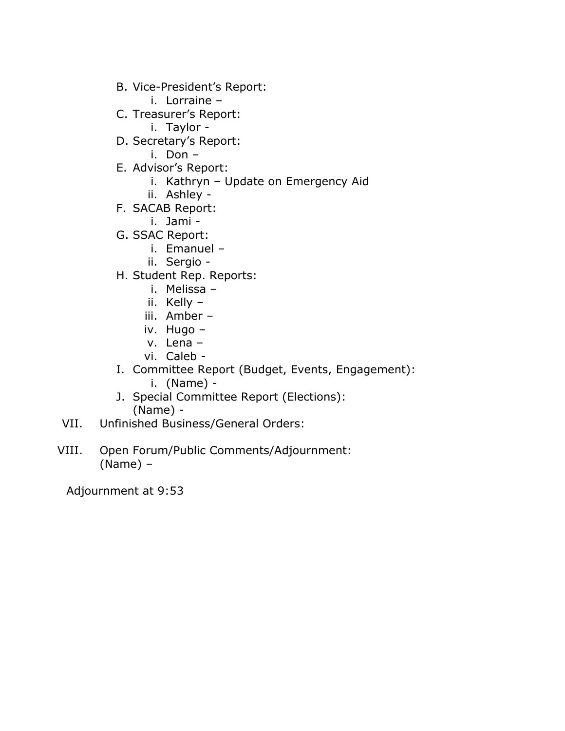B. Vice-President's Report:
    i. Lorraine –
C. Treasurer's Report:
    i. Taylor -
D. Secretary's Report:
    i. Don –
E. Advisor's Report:
    i. Kathryn – Update on Emergency Aid
    ii. Ashley -
F. SACAB Report:
    i. Jami -
G. SSAC Report:
    i. Emanuel –
    ii. Sergio -
H. Student Rep. Reports:
    i. Melissa –
    ii. Kelly –
    iii. Amber –
    iv. Hugo –
    v. Lena –
    vi. Caleb -
I. Committee Report (Budget, Events, Engagement):
    i. (Name) -
J. Special Committee Report (Elections):
    (Name) -

VII. Unfinished Business/General Orders:

VIII. Open Forum/Public Comments/Adjournment:
(Name) –

Adjournment at 9:53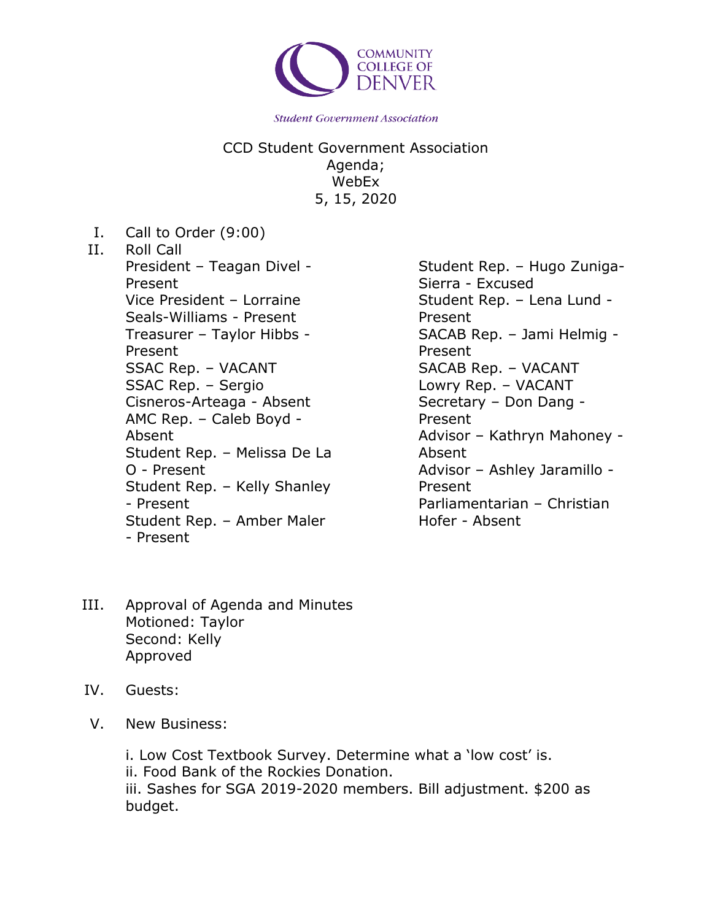COMMUNITY COLLEGE OF DENVER

*Student Government Association*

CCD Student Government Association
Agenda;
WebEx
5, 15, 2020

I. Call to Order (9:00)

II. Roll Call

President – Teagan Divel - Present
Vice President – Lorraine Seals-Williams - Present
Treasurer – Taylor Hibbs - Present
SSAC Rep. – VACANT
SSAC Rep. – Sergio Cisneros-Arteaga - Absent
AMC Rep. – Caleb Boyd - Absent
Student Rep. – Melissa De La O - Present
Student Rep. – Kelly Shanley - Present
Student Rep. – Amber Maler - Present
Student Rep. – Hugo Zuniga-Sierra - Excused
Student Rep. – Lena Lund - Present
SACAB Rep. – Jami Helmig - Present
SACAB Rep. – VACANT
Lowry Rep. – VACANT
Secretary – Don Dang - Present
Advisor – Kathryn Mahoney - Absent
Advisor – Ashley Jaramillo - Present
Parliamentarian – Christian Hofer - Absent

III. Approval of Agenda and Minutes
Motioned: Taylor
Second: Kelly
Approved

IV. Guests:

V. New Business:

i. Low Cost Textbook Survey. Determine what a 'low cost' is.
ii. Food Bank of the Rockies Donation.
iii. Sashes for SGA 2019-2020 members. Bill adjustment. $200 as budget.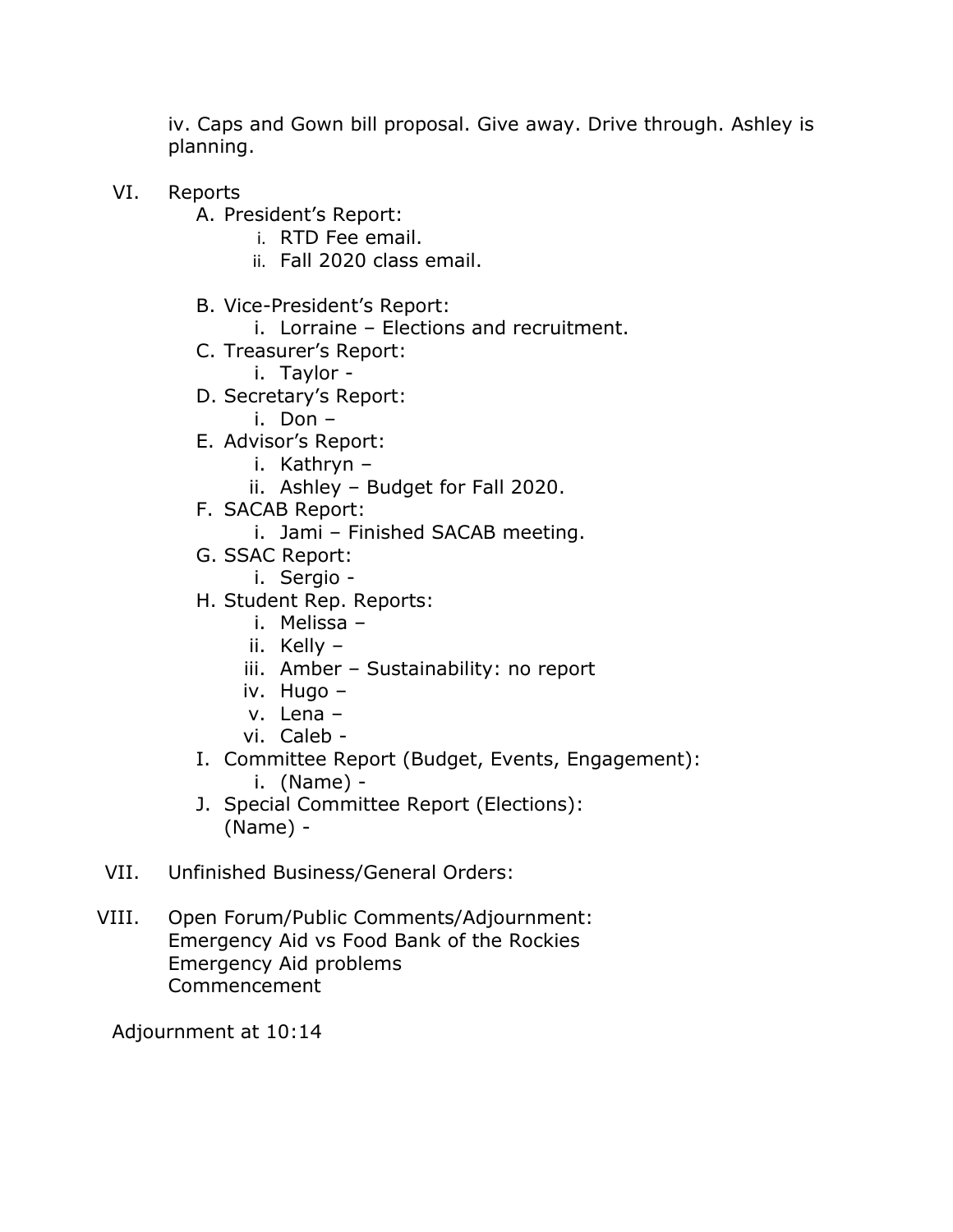iv. Caps and Gown bill proposal. Give away. Drive through. Ashley is planning.

VI. Reports

A. President's Report:

i. RTD Fee email.

ii. Fall 2020 class email.

B. Vice-President's Report:

i. Lorraine – Elections and recruitment.

C. Treasurer's Report:

i. Taylor -

D. Secretary's Report:

i. Don –

E. Advisor's Report:

i. Kathryn –

ii. Ashley – Budget for Fall 2020.

F. SACAB Report:

i. Jami – Finished SACAB meeting.

G. SSAC Report:

i. Sergio -

H. Student Rep. Reports:

i. Melissa –

ii. Kelly –

iii. Amber – Sustainability: no report

iv. Hugo –

v. Lena –

vi. Caleb -

I. Committee Report (Budget, Events, Engagement):

i. (Name) -

J. Special Committee Report (Elections):
(Name) -

VII. Unfinished Business/General Orders:

VIII. Open Forum/Public Comments/Adjournment:
Emergency Aid vs Food Bank of the Rockies
Emergency Aid problems
Commencement

Adjournment at 10:14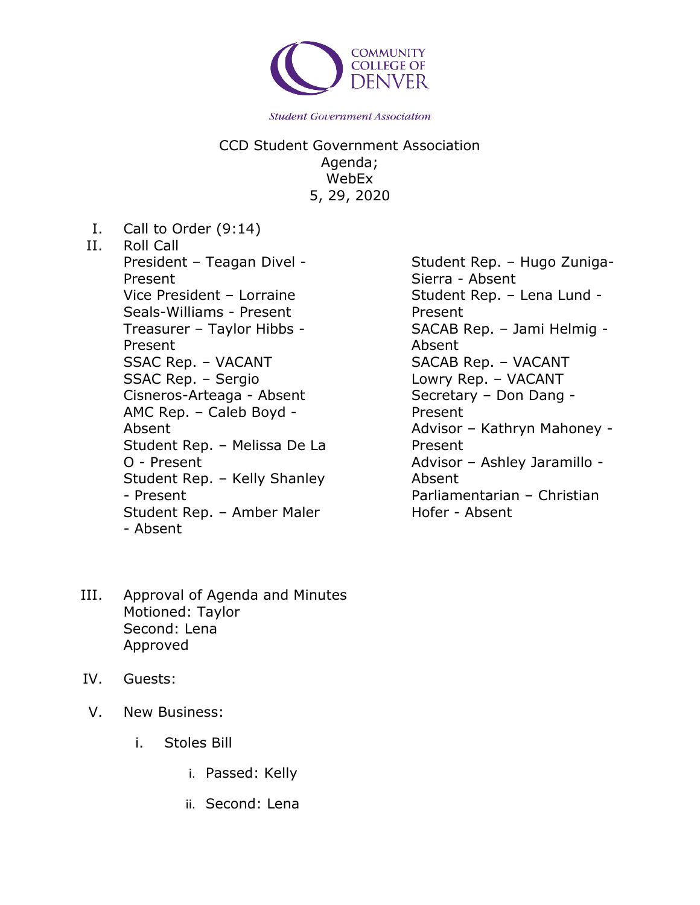COMMUNITY COLLEGE OF DENVER

*Student Government Association*

CCD Student Government Association
Agenda;
WebEx
5, 29, 2020

I. Call to Order (9:14)

II. Roll Call

President – Teagan Divel - Present
Vice President – Lorraine Seals-Williams - Present
Treasurer – Taylor Hibbs - Present
SSAC Rep. – VACANT
SSAC Rep. – Sergio Cisneros-Arteaga - Absent
AMC Rep. – Caleb Boyd - Absent
Student Rep. – Melissa De La O - Present
Student Rep. – Kelly Shanley - Present
Student Rep. – Amber Maler - Absent
Student Rep. – Hugo Zuniga-Sierra - Absent
Student Rep. – Lena Lund - Present
SACAB Rep. – Jami Helmig - Absent
SACAB Rep. – VACANT
Lowry Rep. – VACANT
Secretary – Don Dang - Present
Advisor – Kathryn Mahoney - Present
Advisor – Ashley Jaramillo - Absent
Parliamentarian – Christian Hofer - Absent

III. Approval of Agenda and Minutes
Motioned: Taylor
Second: Lena
Approved

IV. Guests:

V. New Business:

i. Stoles Bill

i. Passed: Kelly

ii. Second: Lena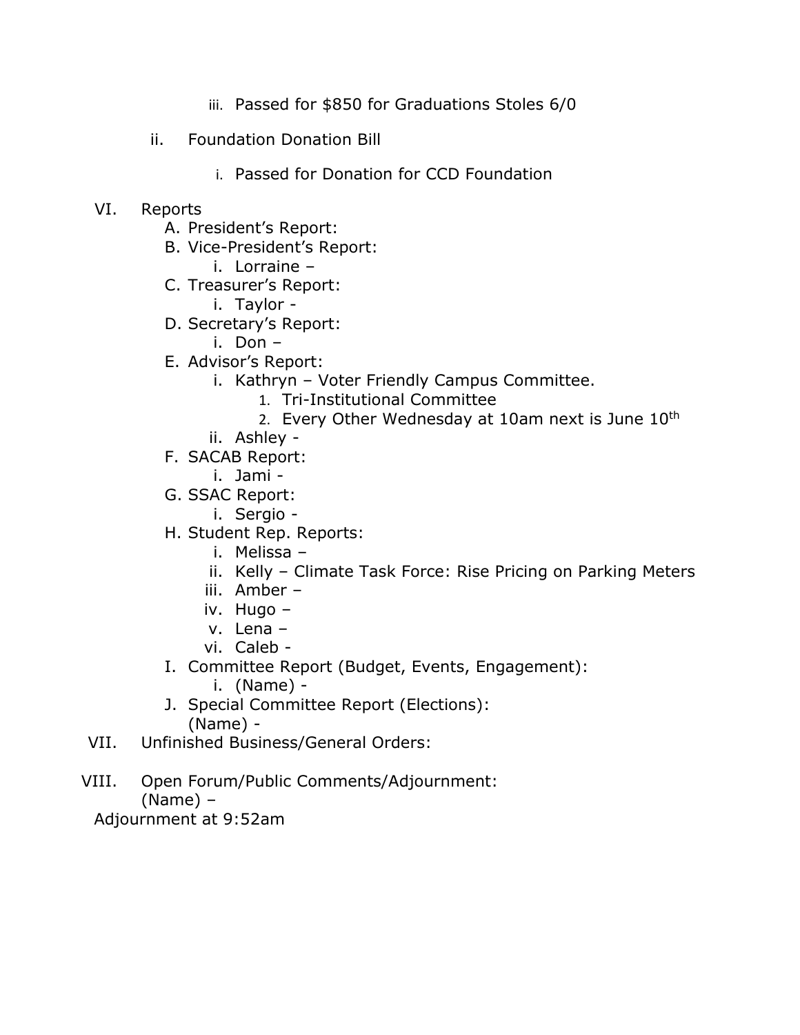iii. Passed for $850 for Graduations Stoles 6/0

   ii. Foundation Donation Bill

      i. Passed for Donation for CCD Foundation

VI. Reports

   A. President's Report:
   B. Vice-President's Report:
      i. Lorraine –
   C. Treasurer's Report:
      i. Taylor -
   D. Secretary's Report:
      i. Don –
   E. Advisor's Report:
      i. Kathryn – Voter Friendly Campus Committee.
         1. Tri-Institutional Committee
         2. Every Other Wednesday at 10am next is June 10th
      ii. Ashley -
   F. SACAB Report:
      i. Jami -
   G. SSAC Report:
      i. Sergio -
   H. Student Rep. Reports:
      i. Melissa –
      ii. Kelly – Climate Task Force: Rise Pricing on Parking Meters
      iii. Amber –
      iv. Hugo –
      v. Lena –
      vi. Caleb -
   I. Committee Report (Budget, Events, Engagement):
      i. (Name) -
   J. Special Committee Report (Elections):
      (Name) -

VII. Unfinished Business/General Orders:

VIII. Open Forum/Public Comments/Adjournment:
   (Name) –

Adjournment at 9:52am